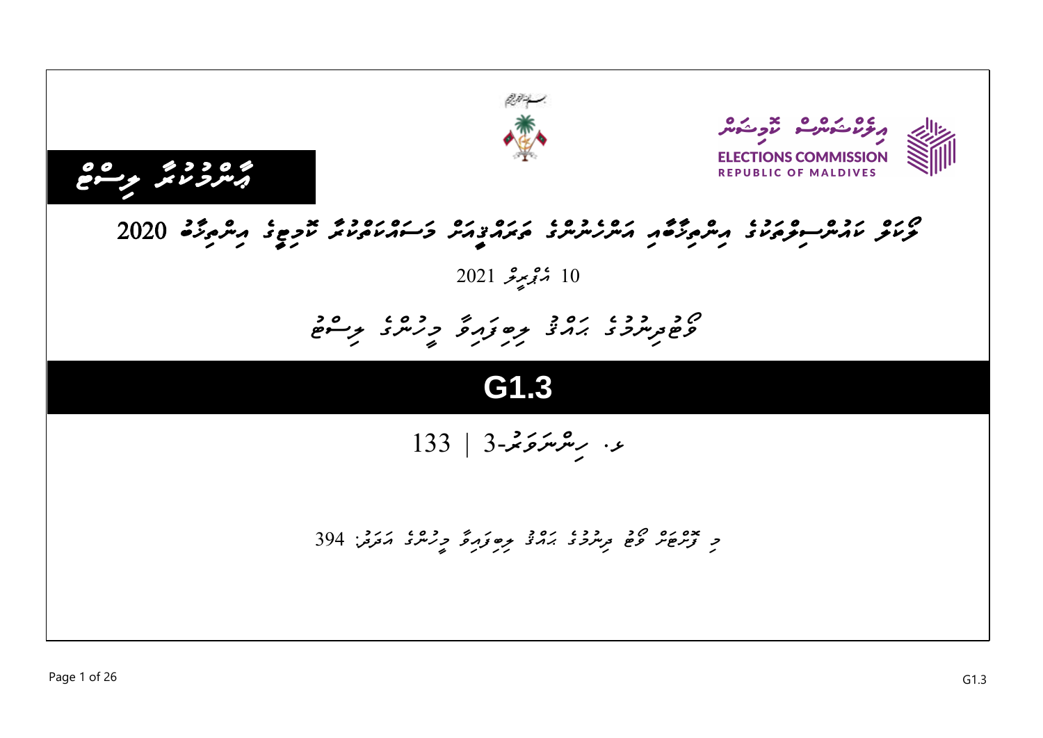ބިސްމިﷲ

އިލެކްޝަންސް ކޮމިޝަން

ELECTIONS COMMISSION

REPUBLIC OF MALDIVES

އަންދާޒާ ލިސްޓު

# ލޯކަލް ކައުންސިލްތަކުގެ އިންތިޚާބާއި އަންހެނުންގެ ތަރައްޤީއަށް މަސައްކަތްކުރާ ކޮމިޓީގެ އިންތިޚާބު 2020

10 އޭޕްރިލް 2021

ވޯޓުދިނުމުގެ ރައްޔިތުންގެ ލިޔުމާއި މުޅިސިޓީގެ ލިސްޓު

# G1.3

ގ. ހިންނަވަރު-3 | 133

މި ފޯރމުގައި ވޯޓު ދިނުމުގެ ރައްޔިތުންގެ ލިޔުމާއި މުޅިންގެ އަދަދު: 394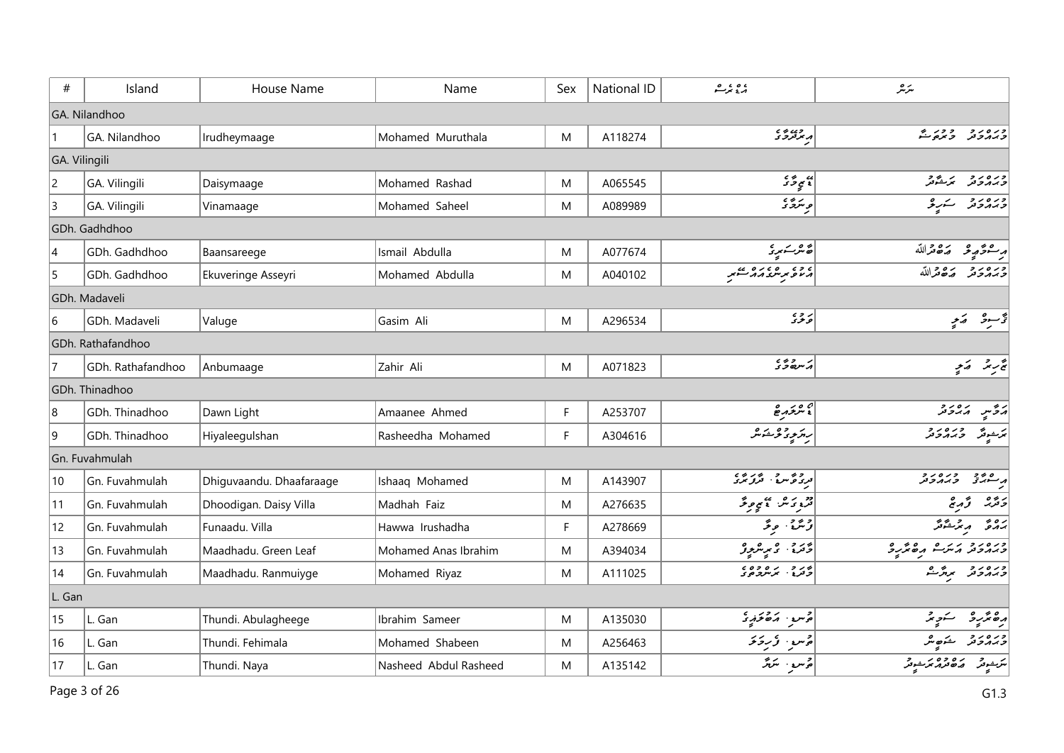| # | Island | House Name | Name | Sex | National ID | ގެއްގެ ނަން | ނަން |
|---|---|---|---|---|---|---|---|
| GA. Nilandhoo | | | | | | | |
| 1 | GA. Nilandhoo | Irudheymaage | Mohamed Muruthala | M | A118274 | އިރުދޭމާގެ | މުހައްމަދު މުރުތަލާ |
| GA. Vilingili | | | | | | | |
| 2 | GA. Vilingili | Daisymaage | Mohamed Rashad | M | A065545 | ޑޭޒީމާގެ | މުހައްމަދު ރަޝާދު |
| 3 | GA. Vilingili | Vinamaage | Mohamed Saheel | M | A089989 | ވިނަމާގެ | މުހައްމަދު ސަހީލް |
| GDh. Gadhdhoo | | | | | | | |
| 4 | GDh. Gadhdhoo | Baansareege | Ismail Abdulla | M | A077674 | ބާންސަރީގެ | އިސްމާޢީލް ޢަބްދުﷲ |
| 5 | GDh. Gadhdhoo | Ekuveringe Asseyri | Mohamed Abdulla | M | A040102 | އެކުވެރިންގެ އައްސޭރި | މުހައްމަދު ޢަބްދުﷲ |
| GDh. Madaveli | | | | | | | |
| 6 | GDh. Madaveli | Valuge | Gasim Ali | M | A296534 | ވަލުގެ | ޤާސިމް ޢަލީ |
| GDh. Rathafandhoo | | | | | | | |
| 7 | GDh. Rathafandhoo | Anbumaage | Zahir Ali | M | A071823 | އަނބުމާގެ | ޒާހިރު ޢަލީ |
| GDh. Thinadhoo | | | | | | | |
| 8 | GDh. Thinadhoo | Dawn Light | Amaanee Ahmed | F | A253707 | ޑޯންލައިޓް | އަމާނީ އަހްމަދު |
| 9 | GDh. Thinadhoo | Hiyaleegulshan | Rasheedha Mohamed | F | A304616 | ހިޔަލީގުލްޝަން | ރަޝީދާ މުހައްމަދު |
| Gn. Fuvahmulah | | | | | | | |
| 10 | Gn. Fuvahmulah | Dhiguvaandu. Dhaafaraage | Ishaaq Mohamed | M | A143907 | ދިގުވާނޑު. ދާފަރާގެ | އިސްހާޤު މުހައްމަދު |
| 11 | Gn. Fuvahmulah | Dhoodigan. Daisy Villa | Madhah Faiz | M | A276635 | ދޫޑިގަން. ޑޭޒީވިލާ | މަދަހް ފާއިޒް |
| 12 | Gn. Fuvahmulah | Funaadu. Villa | Hawwa Irushadha | F | A278669 | ފުނާޑު. ވިލާ | ހައްވާ އިރުޝާދާ |
| 13 | Gn. Fuvahmulah | Maadhadu. Green Leaf | Mohamed Anas Ibrahim | M | A394034 | މާދަޑު. ގްރީންލީފް | މުހައްމަދު އަނަސް އިބްރާހީމް |
| 14 | Gn. Fuvahmulah | Maadhadu. Ranmuiyge | Mohamed Riyaz | M | A111025 | މާދަޑު. ރަންމުއީގެ | މުހައްމަދު ރިޔާޒް |
| L. Gan | | | | | | | |
| 15 | L. Gan | Thundi. Abulagheege | Ibrahim Sameer | M | A135030 | ތުނޑި. އަބުލަޣީގެ | އިބްރާހީމް ސަމީރު |
| 16 | L. Gan | Thundi. Fehimala | Mohamed Shabeen | M | A256463 | ތުނޑި. ފެހިމަލަ | މުހައްމަދު ޝަބީން |
| 17 | L. Gan | Thundi. Naya | Nasheed Abdul Rasheed | M | A135142 | ތުނޑި. ނަޔާ | ނަޝީދު ޢަބްދުއްރަޝީދު |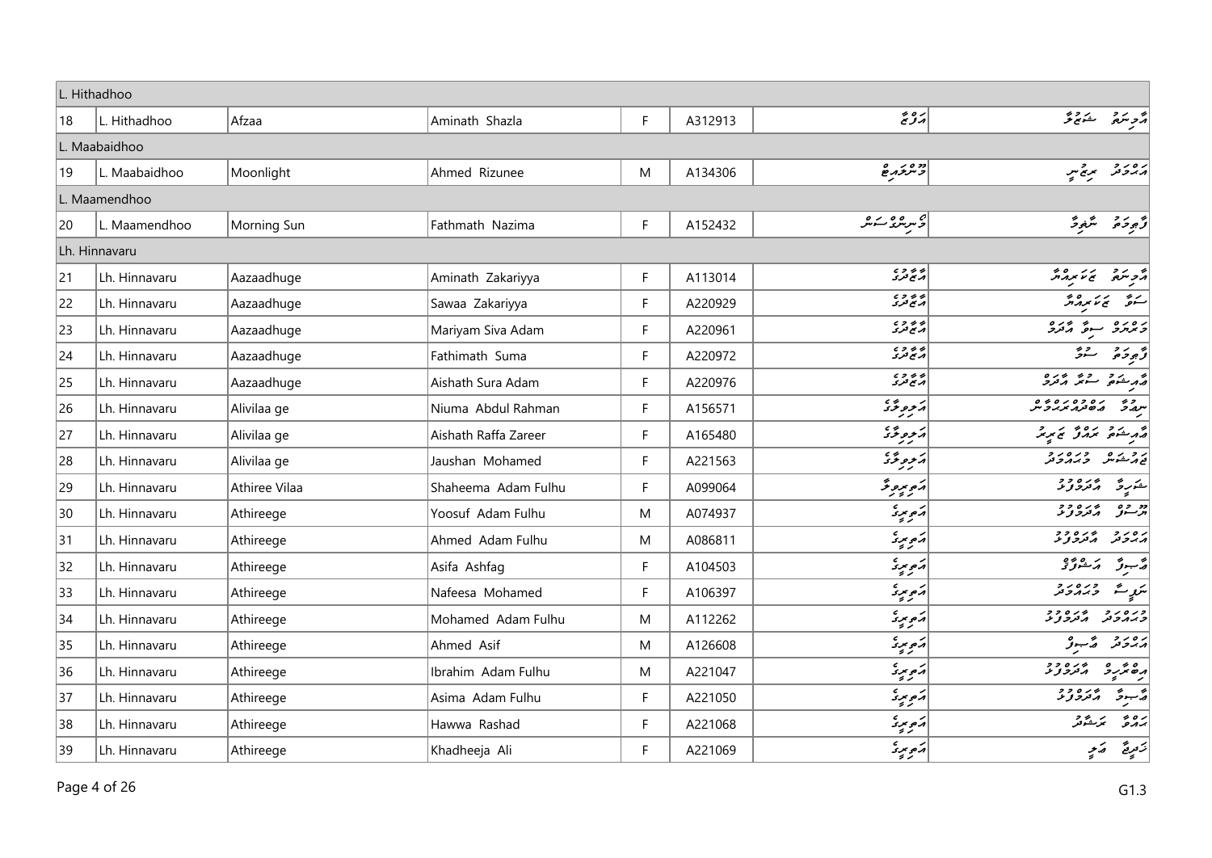| | | | | | | | |
|---|---|---|---|---|---|---|---|
| L. Hithadhoo | | | | | | | |
| 18 | L. Hithadhoo | Afzaa | Aminath Shazla | F | A312913 | އަފްޒާ | އާމިނަތު ޝަޒުލާ |
| L. Maabaidhoo | | | | | | | |
| 19 | L. Maabaidhoo | Moonlight | Ahmed Rizunee | M | A134306 | މޫންލައިޓް | އަޙްމަދު ރިޒުނީ |
| L. Maamendhoo | | | | | | | |
| 20 | L. Maamendhoo | Morning Sun | Fathmath Nazima | F | A152432 | މޯނިންގ ސަން | ފާތިމަތު ނާޒިމާ |
| Lh. Hinnavaru | | | | | | | |
| 21 | Lh. Hinnavaru | Aazaadhuge | Aminath Zakariyya | F | A113014 | އާޒާދުގެ | އާމިނަތު ޒަކަރިއްޔާ |
| 22 | Lh. Hinnavaru | Aazaadhuge | Sawaa Zakariyya | F | A220929 | އާޒާދުގެ | ސަވާ ޒަކަރިއްޔާ |
| 23 | Lh. Hinnavaru | Aazaadhuge | Mariyam Siva Adam | F | A220961 | އާޒާދުގެ | މަރިޔަމް ސިވާ އާދަމް |
| 24 | Lh. Hinnavaru | Aazaadhuge | Fathimath Suma | F | A220972 | އާޒާދުގެ | ފާތިމަތު ސުމާ |
| 25 | Lh. Hinnavaru | Aazaadhuge | Aishath Sura Adam | F | A220976 | އާޒާދުގެ | އާއިޝަތު ސުރާ އާދަމް |
| 26 | Lh. Hinnavaru | Alivilaa ge | Niuma Abdul Rahman | F | A156571 | އަލިވިލާގެ | ނިޢުމާ އަބްދުއްރަޙްމާން |
| 27 | Lh. Hinnavaru | Alivilaa ge | Aishath Raffa Zareer | F | A165480 | އަލިވިލާގެ | އާއިޝަތު ރައްފާ ޒަރީރު |
| 28 | Lh. Hinnavaru | Alivilaa ge | Jaushan Mohamed | F | A221563 | އަލިވިލާގެ | ޖައުޝަން މުޙައްމަދު |
| 29 | Lh. Hinnavaru | Athiree Vilaa | Shaheema Adam Fulhu | F | A099064 | އަތިރީވިލާ | ޝަހީމާ އާދަމްފުޅު |
| 30 | Lh. Hinnavaru | Athireege | Yoosuf Adam Fulhu | M | A074937 | އަތިރީގެ | ޔޫސުފް އާދަމްފުޅު |
| 31 | Lh. Hinnavaru | Athireege | Ahmed Adam Fulhu | M | A086811 | އަތިރީގެ | އަޙްމަދު އާދަމްފުޅު |
| 32 | Lh. Hinnavaru | Athireege | Asifa Ashfag | F | A104503 | އަތިރީގެ | އާސިފާ އަޝްފާގު |
| 33 | Lh. Hinnavaru | Athireege | Nafeesa Mohamed | F | A106397 | އަތިރީގެ | ނަފީސާ މުޙައްމަދު |
| 34 | Lh. Hinnavaru | Athireege | Mohamed Adam Fulhu | M | A112262 | އަތިރީގެ | މުޙައްމަދު އާދަމްފުޅު |
| 35 | Lh. Hinnavaru | Athireege | Ahmed Asif | M | A126608 | އަތިރީގެ | އަޙްމަދު އާސިފް |
| 36 | Lh. Hinnavaru | Athireege | Ibrahim Adam Fulhu | M | A221047 | އަތިރީގެ | އިބްރާހީމް އާދަމްފުޅު |
| 37 | Lh. Hinnavaru | Athireege | Asima Adam Fulhu | F | A221050 | އަތިރީގެ | އާސިމާ އާދަމްފުޅު |
| 38 | Lh. Hinnavaru | Athireege | Hawwa Rashad | F | A221068 | އަތިރީގެ | ޙައްވާ ރަޝާދު |
| 39 | Lh. Hinnavaru | Athireege | Khadheeja Ali | F | A221069 | އަތިރީގެ | ޚަދީޖާ އަލީ |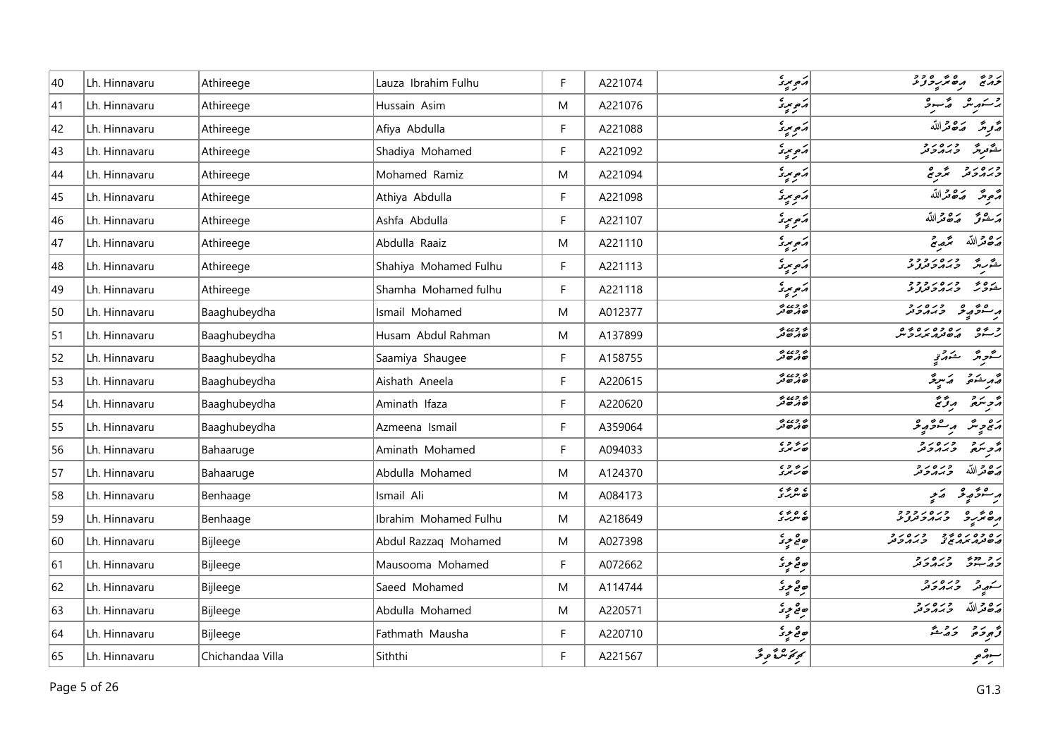| 40 | Lh. Hinnavaru | Athireege | Lauza Ibrahim Fulhu | F | A221074 | އަތިރީގެ | ލައުޒާ އިބްރާހީމްފުޅު |
|---|---|---|---|---|---|---|---|
| 41 | Lh. Hinnavaru | Athireege | Hussain Asim | M | A221076 | އަތިރީގެ | ހުސައިން އާސިމް |
| 42 | Lh. Hinnavaru | Athireege | Afiya Abdulla | F | A221088 | އަތިރީގެ | އާފިޔާ އަބްދުﷲ |
| 43 | Lh. Hinnavaru | Athireege | Shadiya Mohamed | F | A221092 | އަތިރީގެ | ޝާދިޔާ މުހައްމަދު |
| 44 | Lh. Hinnavaru | Athireege | Mohamed Ramiz | M | A221094 | އަތިރީގެ | މުހައްމަދު ރާމިޒް |
| 45 | Lh. Hinnavaru | Athireege | Athiya Abdulla | F | A221098 | އަތިރީގެ | އާތިޔާ އަބްދުﷲ |
| 46 | Lh. Hinnavaru | Athireege | Ashfa Abdulla | F | A221107 | އަތިރީގެ | އަޝްފާ އަބްދުﷲ |
| 47 | Lh. Hinnavaru | Athireege | Abdulla Raaiz | M | A221110 | އަތިރީގެ | އަބްދުﷲ ރާއިޒް |
| 48 | Lh. Hinnavaru | Athireege | Shahiya Mohamed Fulhu | F | A221113 | އަތިރީގެ | ޝާހިޔާ މުހައްމަދުފުޅު |
| 49 | Lh. Hinnavaru | Athireege | Shamha Mohamed fulhu | F | A221118 | އަތިރީގެ | ޝަމްހާ މުހައްމަދުފުޅު |
| 50 | Lh. Hinnavaru | Baaghubeydha | Ismail Mohamed | M | A012377 | ބާއްޣުބޭދާ | އިސްމާއީލް މުހައްމަދު |
| 51 | Lh. Hinnavaru | Baaghubeydha | Husam Abdul Rahman | M | A137899 | ބާއްޣުބޭދާ | ހުސާމް އަބްދުއްރަޙްމާން |
| 52 | Lh. Hinnavaru | Baaghubeydha | Saamiya Shaugee | F | A158755 | ބާއްޣުބޭދާ | ސާމިޔާ ޝައުގީ |
| 53 | Lh. Hinnavaru | Baaghubeydha | Aishath Aneela | F | A220615 | ބާއްޣުބޭދާ | އާއިޝަތު އަނީލާ |
| 54 | Lh. Hinnavaru | Baaghubeydha | Aminath Ifaza | F | A220620 | ބާއްޣުބޭދާ | އާމިނަތު އިފާޒާ |
| 55 | Lh. Hinnavaru | Baaghubeydha | Azmeena Ismail | F | A359064 | ބާއްޣުބޭދާ | އަޒްމީނާ އިސްމާއީލް |
| 56 | Lh. Hinnavaru | Bahaaruge | Aminath Mohamed | F | A094033 | ބަހާރުގެ | އާމިނަތު މުހައްމަދު |
| 57 | Lh. Hinnavaru | Bahaaruge | Abdulla Mohamed | M | A124370 | ބަހާރުގެ | އަބްދުﷲ މުހައްމަދު |
| 58 | Lh. Hinnavaru | Benhaage | Ismail Ali | M | A084173 | ބެންހާގެ | އިސްމާއީލް އަލި |
| 59 | Lh. Hinnavaru | Benhaage | Ibrahim Mohamed Fulhu | M | A218649 | ބެންހާގެ | އިބްރާހީމް މުހައްމަދުފުޅު |
| 60 | Lh. Hinnavaru | Bijleege | Abdul Razzaq Mohamed | M | A027398 | ބިޖްލީގެ | އަބްދުއްރައްޒާގު މުހައްމަދު |
| 61 | Lh. Hinnavaru | Bijleege | Mausooma Mohamed | F | A072662 | ބިޖްލީގެ | މައުސޫމާ މުހައްމަދު |
| 62 | Lh. Hinnavaru | Bijleege | Saeed Mohamed | M | A114744 | ބިޖްލީގެ | ސައީދު މުހައްމަދު |
| 63 | Lh. Hinnavaru | Bijleege | Abdulla Mohamed | M | A220571 | ބިޖްލީގެ | އަބްދުﷲ މުހައްމަދު |
| 64 | Lh. Hinnavaru | Bijleege | Fathmath Mausha | F | A220710 | ބިޖްލީގެ | ފާތިމަތު މައުޝާ |
| 65 | Lh. Hinnavaru | Chichandaa Villa | Siththi | F | A221567 | ޗިޗަންދާވިލާ | ސިއްތި |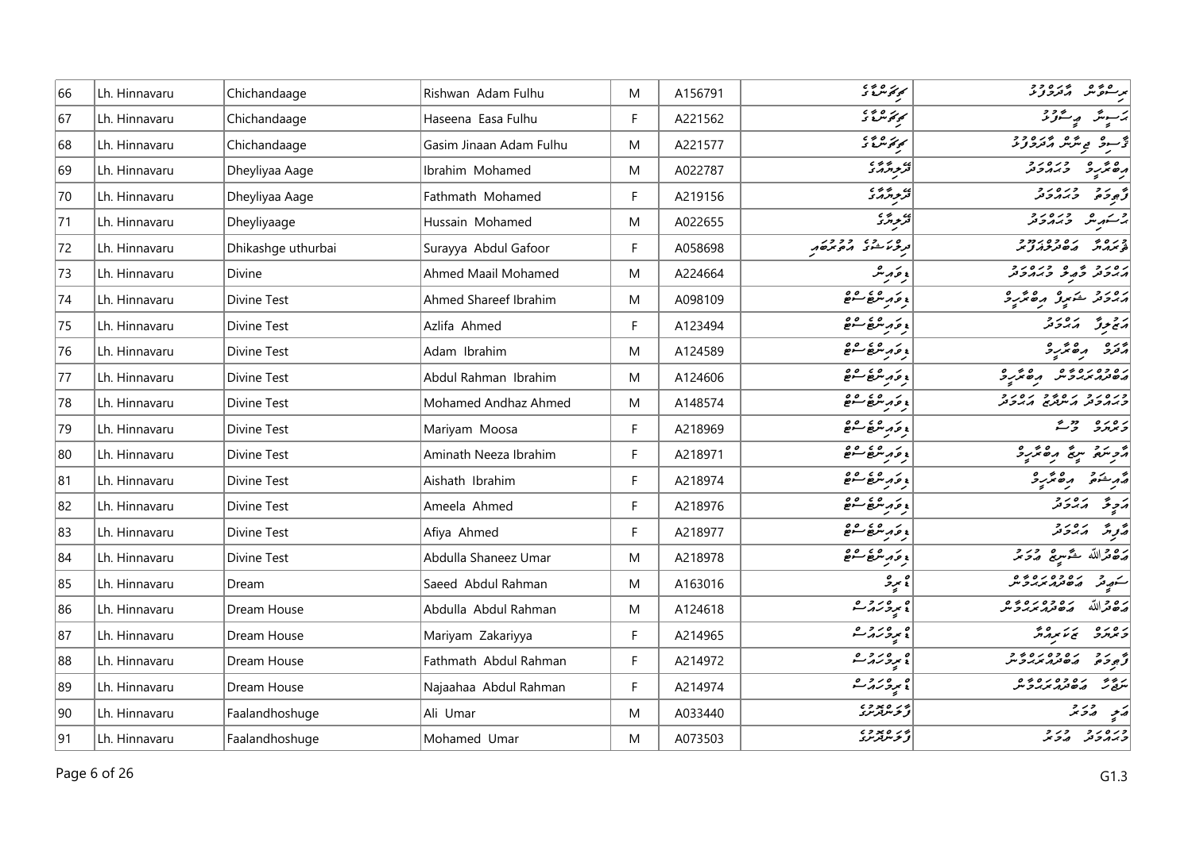| 66 | Lh. Hinnavaru | Chichandaage | Rishwan Adam Fulhu | M | A156791 | ޗިޗަންދާގެ | ރިޝްވާން އާދަމްފުޅު |
|---|---|---|---|---|---|---|---|
| 67 | Lh. Hinnavaru | Chichandaage | Haseena Easa Fulhu | F | A221562 | ޗިޗަންދާގެ | ހަސީނާ ޢީސާފުޅު |
| 68 | Lh. Hinnavaru | Chichandaage | Gasim Jinaan Adam Fulhu | M | A221577 | ޗިޗަންދާގެ | ޤާސިމް ޖިނާން އާދަމްފުޅު |
| 69 | Lh. Hinnavaru | Dheyliyaa Aage | Ibrahim Mohamed | M | A022787 | ދޭލިޔާއާގެ | އިބްރާހީމް މުޙައްމަދު |
| 70 | Lh. Hinnavaru | Dheyliyaa Aage | Fathmath Mohamed | F | A219156 | ދޭލިޔާއާގެ | ފާތިމަތު މުޙައްމަދު |
| 71 | Lh. Hinnavaru | Dheyliyaage | Hussain Mohamed | M | A022655 | ދޭލިޔާގެ | ހުސައިން މުޙައްމަދު |
| 72 | Lh. Hinnavaru | Dhikashge uthurbai | Surayya Abdul Gafoor | F | A058698 | ދިކަށްގެ އުތުރުބައި | ޘުރައްޔާ އަބްދުލްޣަފޫރު |
| 73 | Lh. Hinnavaru | Divine | Ahmed Maail Mohamed | M | A224664 | ޑިވައިން | އަޙްމަދު މާއިލް މުޙައްމަދު |
| 74 | Lh. Hinnavaru | Divine Test | Ahmed Shareef Ibrahim | M | A098109 | ޑިވައިންޓެސްޓް | އަޙްމަދު ޝަރީފް އިބްރާހީމް |
| 75 | Lh. Hinnavaru | Divine Test | Azlifa Ahmed | F | A123494 | ޑިވައިންޓެސްޓް | އަޒްލިފާ އަޙްމަދު |
| 76 | Lh. Hinnavaru | Divine Test | Adam Ibrahim | M | A124589 | ޑިވައިންޓެސްޓް | އާދަމް އިބްރާހީމް |
| 77 | Lh. Hinnavaru | Divine Test | Abdul Rahman Ibrahim | M | A124606 | ޑިވައިންޓެސްޓް | އަބްދުއްރަޙްމާން އިބްރާހީމް |
| 78 | Lh. Hinnavaru | Divine Test | Mohamed Andhaz Ahmed | M | A148574 | ޑިވައިންޓެސްޓް | މުޙައްމަދު އަންދާޒް އަޙްމަދު |
| 79 | Lh. Hinnavaru | Divine Test | Mariyam Moosa | F | A218969 | ޑިވައިންޓެސްޓް | މަރިޔަމް މޫސާ |
| 80 | Lh. Hinnavaru | Divine Test | Aminath Neeza Ibrahim | F | A218971 | ޑިވައިންޓެސްޓް | އާމިނަތު ނީޒާ އިބްރާހީމް |
| 81 | Lh. Hinnavaru | Divine Test | Aishath Ibrahim | F | A218974 | ޑިވައިންޓެސްޓް | އާއިޝަތު އިބްރާހީމް |
| 82 | Lh. Hinnavaru | Divine Test | Ameela Ahmed | F | A218976 | ޑިވައިންޓެސްޓް | އަމީލާ އަޙްމަދު |
| 83 | Lh. Hinnavaru | Divine Test | Afiya Ahmed | F | A218977 | ޑިވައިންޓެސްޓް | އާފިޔާ އަޙްމަދު |
| 84 | Lh. Hinnavaru | Divine Test | Abdulla Shaneez Umar | M | A218978 | ޑިވައިންޓެސްޓް | އަބްދުﷲ ޝާނީޒް އުމަރު |
| 85 | Lh. Hinnavaru | Dream | Saeed Abdul Rahman | M | A163016 | ޑްރީމް | ސަޢީދު އަބްދުއްރަޙްމާން |
| 86 | Lh. Hinnavaru | Dream House | Abdulla Abdul Rahman | M | A124618 | ޑްރީމްހައުސް | އަބްދުﷲ އަބްދުއްރަޙްމާން |
| 87 | Lh. Hinnavaru | Dream House | Mariyam Zakariyya | F | A214965 | ޑްރީމްހައުސް | މަރިޔަމް ޒަކަރިއްޔާ |
| 88 | Lh. Hinnavaru | Dream House | Fathmath Abdul Rahman | F | A214972 | ޑްރީމްހައުސް | ފާތިމަތު އަބްދުއްރަޙްމާނު |
| 89 | Lh. Hinnavaru | Dream House | Najaahaa Abdul Rahman | F | A214974 | ޑްރީމްހައުސް | ނަޖާހާ އަބްދުއްރަޙްމާން |
| 90 | Lh. Hinnavaru | Faalandhoshuge | Ali Umar | M | A033440 | ފާލަންދޯށުގެ | އަލި އުމަރު |
| 91 | Lh. Hinnavaru | Faalandhoshuge | Mohamed Umar | M | A073503 | ފާލަންދޯށުގެ | މުޙައްމަދު އުމަރު |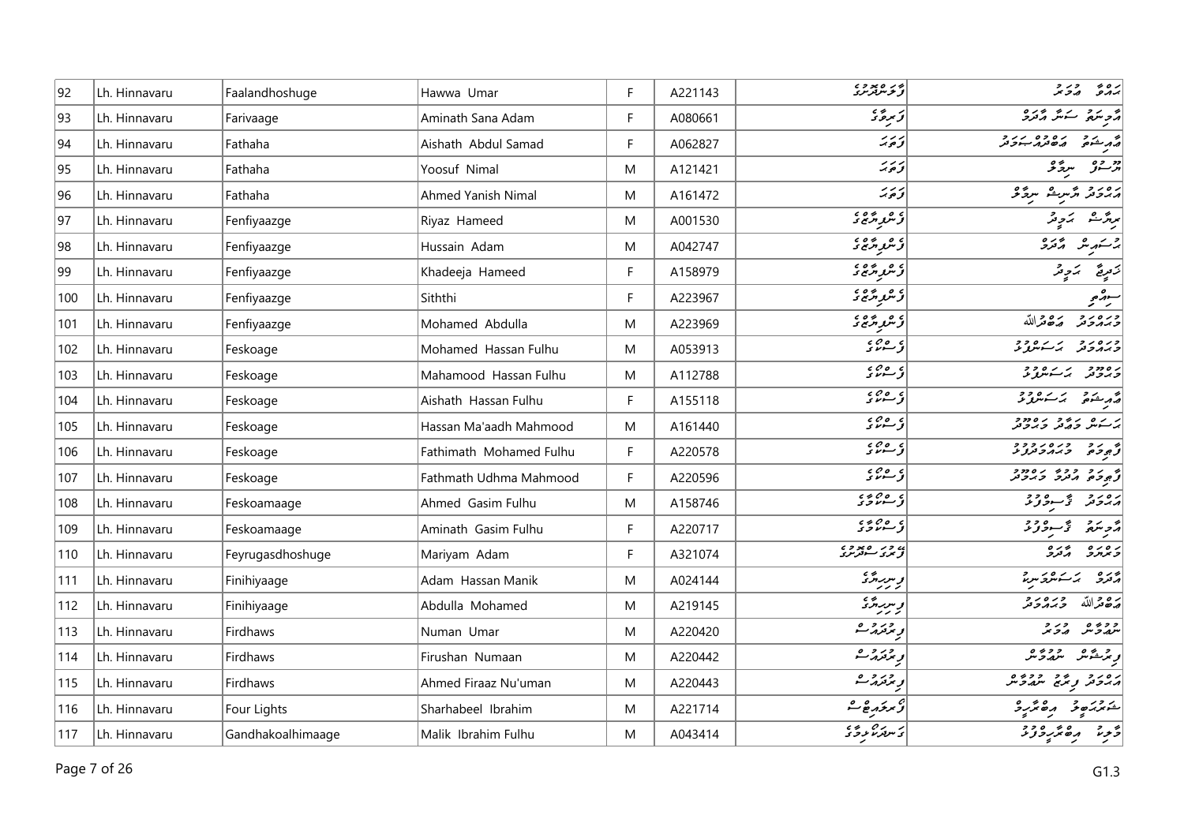| 92 | Lh. Hinnavaru | Faalandhoshuge | Hawwa Umar | F | A221143 | ޯފާލަންދޮށުގެ | ހައްވާ އުމަރު |
|---|---|---|---|---|---|---|---|
| 93 | Lh. Hinnavaru | Farivaage | Aminath Sana Adam | F | A080661 | ފަރިވާގެ | އާމިނަތު ސަނާ އާދަމް |
| 94 | Lh. Hinnavaru | Fathaha | Aishath Abdul Samad | F | A062827 | ފަތަހަ | ޢާއިޝަތު ޢަބްދުއްސަމަދު |
| 95 | Lh. Hinnavaru | Fathaha | Yoosuf Nimal | M | A121421 | ފަތަހަ | ޔޫސުފް ނިމާލް |
| 96 | Lh. Hinnavaru | Fathaha | Ahmed Yanish Nimal | M | A161472 | ފަތަހަ | އަޙްމަދު ޔާނިޝް ނިމާލް |
| 97 | Lh. Hinnavaru | Fenfiyaazge | Riyaz Hameed | M | A001530 | ފެންފިޔާޒްގެ | ރިޔާޒް ހަމީދު |
| 98 | Lh. Hinnavaru | Fenfiyaazge | Hussain Adam | M | A042747 | ފެންފިޔާޒްގެ | ހުސައިން އާދަމް |
| 99 | Lh. Hinnavaru | Fenfiyaazge | Khadeeja Hameed | F | A158979 | ފެންފިޔާޒްގެ | ޚަދީޖާ ހަމީދު |
| 100 | Lh. Hinnavaru | Fenfiyaazge | Siththi | F | A223967 | ފެންފިޔާޒްގެ | ސިއްތި |
| 101 | Lh. Hinnavaru | Fenfiyaazge | Mohamed Abdulla | M | A223969 | ފެންފިޔާޒްގެ | މުޙައްމަދު ޢަބްދުﷲ |
| 102 | Lh. Hinnavaru | Feskoage | Mohamed Hassan Fulhu | M | A053913 | ފެސްކޯގެ | މުޙައްމަދު ހަސަންފުޅު |
| 103 | Lh. Hinnavaru | Feskoage | Mahamood Hassan Fulhu | M | A112788 | ފެސްކޯގެ | މަޙްމޫދު ހަސަންފުޅު |
| 104 | Lh. Hinnavaru | Feskoage | Aishath Hassan Fulhu | F | A155118 | ފެސްކޯގެ | ޢާއިޝަތު ހަސަންފުޅު |
| 105 | Lh. Hinnavaru | Feskoage | Hassan Ma'aadh Mahmood | M | A161440 | ފެސްކޯގެ | ހަސަން މަޢާޛު މަޙްމޫދު |
| 106 | Lh. Hinnavaru | Feskoage | Fathimath Mohamed Fulhu | F | A220578 | ފެސްކޯގެ | ފާތިމަތު މުޙައްމަދުފުޅު |
| 107 | Lh. Hinnavaru | Feskoage | Fathmath Udhma Mahmood | F | A220596 | ފެސްކޯގެ | ފާތިމަތު އުދުމާ މަޙްމޫދު |
| 108 | Lh. Hinnavaru | Feskoamaage | Ahmed Gasim Fulhu | M | A158746 | ފެސްކޯމާގެ | އަޙްމަދު ޤާސިމްފުޅު |
| 109 | Lh. Hinnavaru | Feskoamaage | Aminath Gasim Fulhu | F | A220717 | ފެސްކޯމާގެ | އާމިނަތު ޤާސިމްފުޅު |
| 110 | Lh. Hinnavaru | Feyrugasdhoshuge | Mariyam Adam | F | A321074 | ފޭރުގަސްދޮށުގެ | މަރިޔަމް އާދަމް |
| 111 | Lh. Hinnavaru | Finihiyaage | Adam Hassan Manik | M | A024144 | ފިނިހިޔާގެ | އާދަމް ހަސަންމަނިކު |
| 112 | Lh. Hinnavaru | Finihiyaage | Abdulla Mohamed | M | A219145 | ފިނިހިޔާގެ | ޢަބްދުﷲ މުޙައްމަދު |
| 113 | Lh. Hinnavaru | Firdhaws | Numan Umar | M | A220420 | ފިރްދައުސް | ނުއުމާން އުމަރު |
| 114 | Lh. Hinnavaru | Firdhaws | Firushan Numaan | M | A220442 | ފިރްދައުސް | ފިރުޝާން ނުއުމާން |
| 115 | Lh. Hinnavaru | Firdhaws | Ahmed Firaaz Nu'uman | M | A220443 | ފިރްދައުސް | އަޙްމަދު ފިރާޒް ނުއުމާން |
| 116 | Lh. Hinnavaru | Four Lights | Sharhabeel Ibrahim | M | A221714 | ފޯރލައިޓްސް | ޝަރަހަބީލް އިބްރާހިމް |
| 117 | Lh. Hinnavaru | Gandhakoalhimaage | Malik Ibrahim Fulhu | M | A043414 | ގަނދަކޮޅިމާގެ | މާލިކު އިބްރާހިމްފުޅު |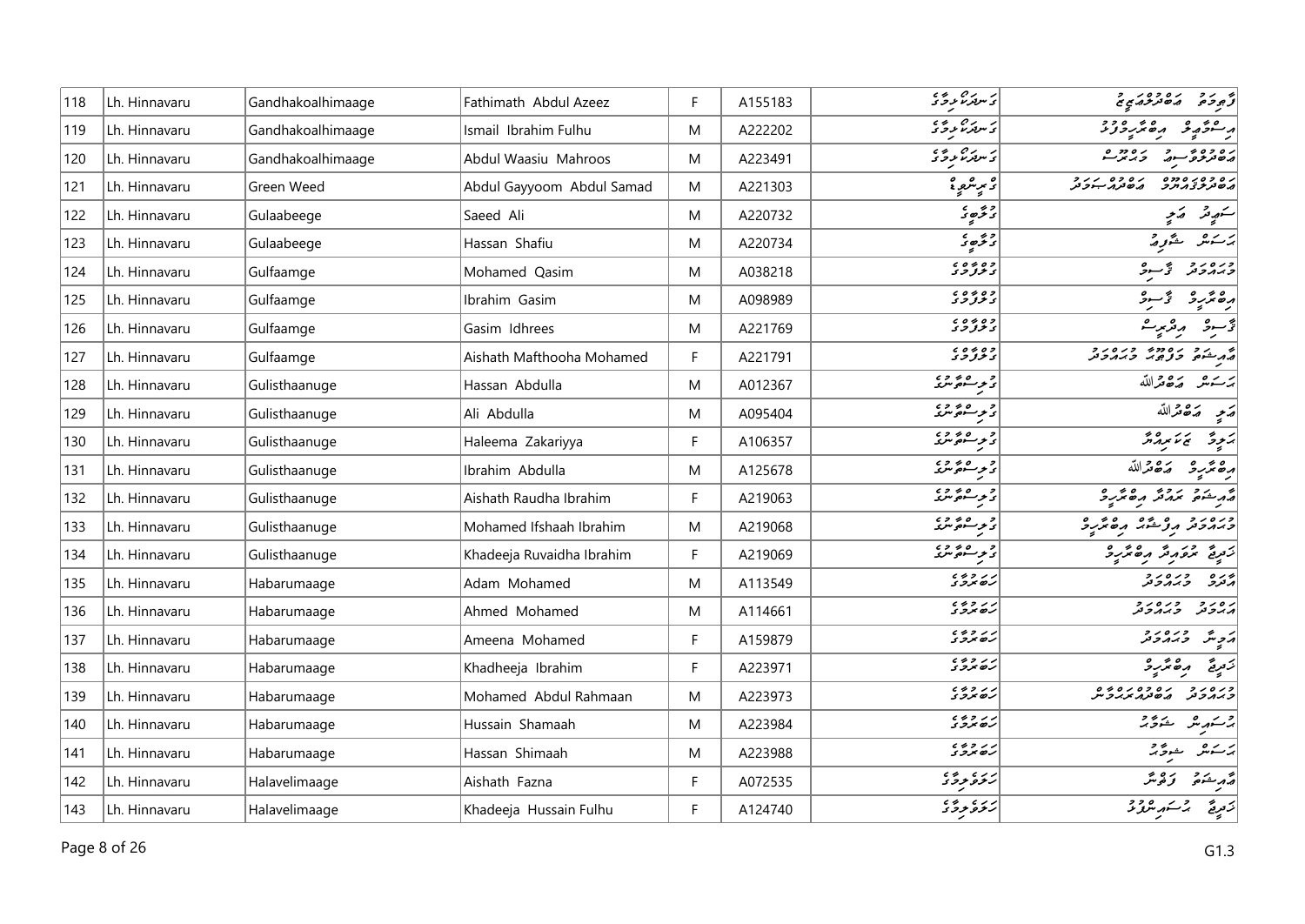| 118 | Lh. Hinnavaru | Gandhakoalhimaage | Fathimath Abdul Azeez | F | A155183 | ގަނޑުކޮޅިމާގެ | ފާތިމަތު އަބްދުލްއަޒީޒު |
|---|---|---|---|---|---|---|---|
| 119 | Lh. Hinnavaru | Gandhakoalhimaage | Ismail Ibrahim Fulhu | M | A222202 | ގަނޑުކޮޅިމާގެ | އިސްމާއިލް އިބްރާހިމްފުޅު |
| 120 | Lh. Hinnavaru | Gandhakoalhimaage | Abdul Waasiu Mahroos | M | A223491 | ގަނޑުކޮޅިމާގެ | އަބްދުލްވާސިއު މަޙްރޫސް |
| 121 | Lh. Hinnavaru | Green Weed | Abdul Gayyoom Abdul Samad | M | A221303 | ގްރީންވީޑް | އަބްދުލްޤައްޔޫމް އަބްދުއްސަމަދު |
| 122 | Lh. Hinnavaru | Gulaabeege | Saeed Ali | M | A220732 | ގުލާބީގެ | ސަޢީދު އަލި |
| 123 | Lh. Hinnavaru | Gulaabeege | Hassan Shafiu | M | A220734 | ގުލާބީގެ | ހަސަން ޝާފިއު |
| 124 | Lh. Hinnavaru | Gulfaamge | Mohamed Qasim | M | A038218 | ގުލްފާމްގެ | މުހައްމަދު ޤާސިމް |
| 125 | Lh. Hinnavaru | Gulfaamge | Ibrahim Gasim | M | A098989 | ގުލްފާމްގެ | އިބްރާހިމް ޤާސިމް |
| 126 | Lh. Hinnavaru | Gulfaamge | Gasim Idhrees | M | A221769 | ގުލްފާމްގެ | ޤާސިމް އިދްރީސް |
| 127 | Lh. Hinnavaru | Gulfaamge | Aishath Mafthooha Mohamed | F | A221791 | ގުލްފާމްގެ | އާއިޝަތު މަފްތޫޙާ މުހައްމަދު |
| 128 | Lh. Hinnavaru | Gulisthaanuge | Hassan Abdulla | M | A012367 | ގުލިސްތާނުގެ | ހަސަން އަބްދުﷲ |
| 129 | Lh. Hinnavaru | Gulisthaanuge | Ali Abdulla | M | A095404 | ގުލިސްތާނުގެ | އަލި އަބްދުﷲ |
| 130 | Lh. Hinnavaru | Gulisthaanuge | Haleema Zakariyya | F | A106357 | ގުލިސްތާނުގެ | ހަލީމާ ޒަކަރިއްޔާ |
| 131 | Lh. Hinnavaru | Gulisthaanuge | Ibrahim Abdulla | M | A125678 | ގުލިސްތާނުގެ | އިބްރާހިމް އަބްދުﷲ |
| 132 | Lh. Hinnavaru | Gulisthaanuge | Aishath Raudha Ibrahim | F | A219063 | ގުލިސްތާނުގެ | އާއިޝަތު ރައުދާ އިބްރާހިމް |
| 133 | Lh. Hinnavaru | Gulisthaanuge | Mohamed Ifshaah Ibrahim | M | A219068 | ގުލިސްތާނުގެ | މުހައްމަދު އިފްޝާހް އިބްރާހިމް |
| 134 | Lh. Hinnavaru | Gulisthaanuge | Khadeeja Ruvaidha Ibrahim | F | A219069 | ގުލިސްތާނުގެ | ޚަދީޖާ ރުވައިދާ އިބްރާހިމް |
| 135 | Lh. Hinnavaru | Habarumaage | Adam Mohamed | M | A113549 | ހަބަރުމާގެ | އާދަމް މުހައްމަދު |
| 136 | Lh. Hinnavaru | Habarumaage | Ahmed Mohamed | M | A114661 | ހަބަރުމާގެ | އަހްމަދު މުހައްމަދު |
| 137 | Lh. Hinnavaru | Habarumaage | Ameena Mohamed | F | A159879 | ހަބަރުމާގެ | އަމީނާ މުހައްމަދު |
| 138 | Lh. Hinnavaru | Habarumaage | Khadheeja Ibrahim | F | A223971 | ހަބަރުމާގެ | ޚަދީޖާ އިބްރާހިމް |
| 139 | Lh. Hinnavaru | Habarumaage | Mohamed Abdul Rahmaan | M | A223973 | ހަބަރުމާގެ | މުހައްމަދު އަބްދުއްރަޙްމާން |
| 140 | Lh. Hinnavaru | Habarumaage | Hussain Shamaah | M | A223984 | ހަބަރުމާގެ | ހުސައިން ޝަމާހް |
| 141 | Lh. Hinnavaru | Habarumaage | Hassan Shimaah | M | A223988 | ހަބަރުމާގެ | ހަސަން ޝިމާހް |
| 142 | Lh. Hinnavaru | Halavelimaage | Aishath Fazna | F | A072535 | ހަލަވެލިމާގެ | އާއިޝަތު ފަޒްނާ |
| 143 | Lh. Hinnavaru | Halavelimaage | Khadeeja Hussain Fulhu | F | A124740 | ހަލަވެލިމާގެ | ޚަދީޖާ ހުސައިންފުޅު |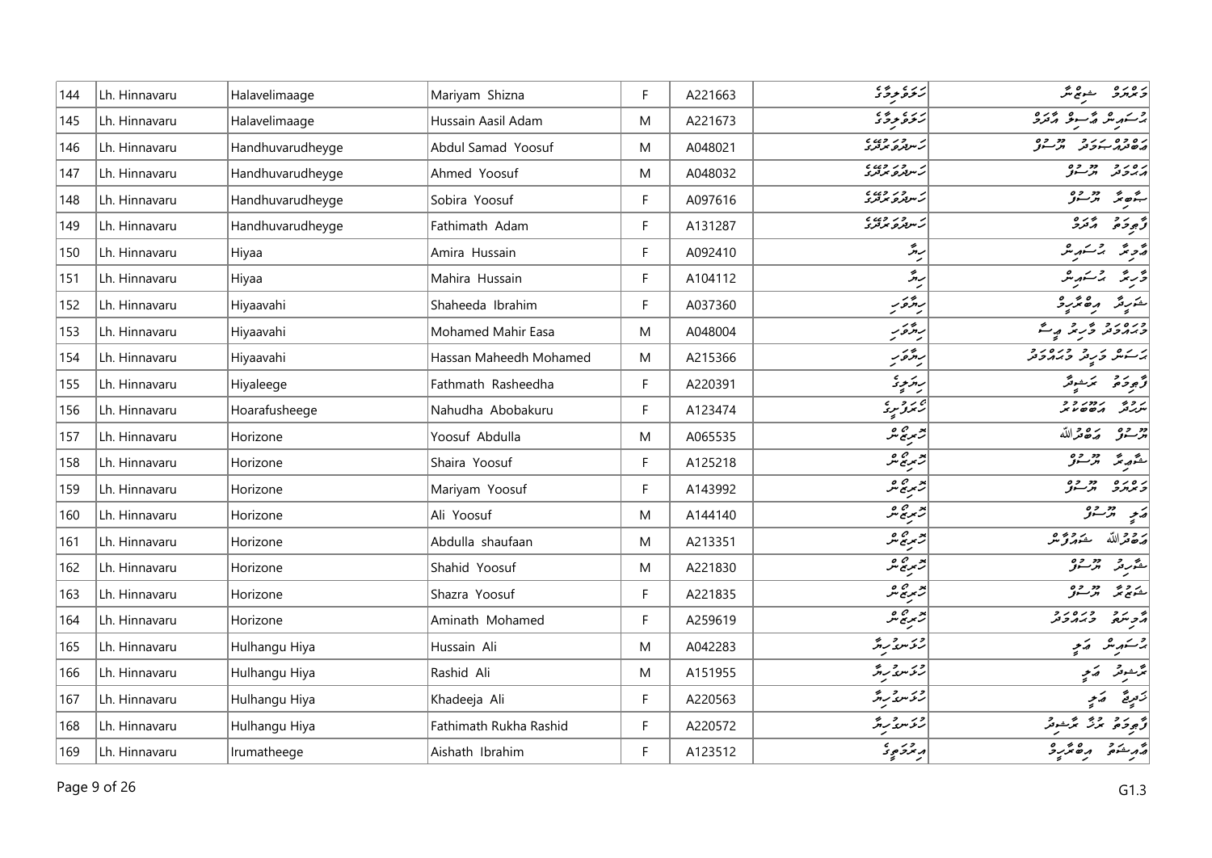| 144 | Lh. Hinnavaru | Halavelimaage | Mariyam Shizna | F | A221663 | ހަލަވެލިމާގެ | މަރިޔަމް ޝިޒްނާ |
|---|---|---|---|---|---|---|---|
| 145 | Lh. Hinnavaru | Halavelimaage | Hussain Aasil Adam | M | A221673 | ހަލަވެލިމާގެ | ހުސައިން އާސިލް އާދަމް |
| 146 | Lh. Hinnavaru | Handhuvarudheyge | Abdul Samad Yoosuf | M | A048021 | ހަނދުވަރުދޭގެ | އަބްދުލްސަމަދު ޔޫސުފް |
| 147 | Lh. Hinnavaru | Handhuvarudheyge | Ahmed Yoosuf | M | A048032 | ހަނދުވަރުދޭގެ | އަޙްމަދު ޔޫސުފް |
| 148 | Lh. Hinnavaru | Handhuvarudheyge | Sobira Yoosuf | F | A097616 | ހަނދުވަރުދޭގެ | ސާބިރާ ޔޫސުފް |
| 149 | Lh. Hinnavaru | Handhuvarudheyge | Fathimath Adam | F | A131287 | ހަނދުވަރުދޭގެ | ފާތިމަތު އާދަމް |
| 150 | Lh. Hinnavaru | Hiyaa | Amira Hussain | F | A092410 | ހިޔާ | އާމިރާ ހުސައިން |
| 151 | Lh. Hinnavaru | Hiyaa | Mahira Hussain | F | A104112 | ހިޔާ | މާހިރާ ހުސައިން |
| 152 | Lh. Hinnavaru | Hiyaavahi | Shaheeda Ibrahim | F | A037360 | ހިޔާވަހި | ޝަހީދާ އިބްރާހީމް |
| 153 | Lh. Hinnavaru | Hiyaavahi | Mohamed Mahir Easa | M | A048004 | ހިޔާވަހި | މުޙައްމަދު މާހިރު ޢީސާ |
| 154 | Lh. Hinnavaru | Hiyaavahi | Hassan Maheedh Mohamed | M | A215366 | ހިޔާވަހި | ހަސަން މަހީދު މުޙައްމަދު |
| 155 | Lh. Hinnavaru | Hiyaleege | Fathmath Rasheedha | F | A220391 | ހިޔަލީގެ | ފާތިމަތު ރަޝީދާ |
| 156 | Lh. Hinnavaru | Hoarafusheege | Nahudha Abobakuru | F | A123474 | ހޯރަފުށީގެ | ނަހުދާ އަބޫބަކުރު |
| 157 | Lh. Hinnavaru | Horizone | Yoosuf Abdulla | M | A065535 | ހޮރައިޒަން | ޔޫސުފް އަބްދުﷲ |
| 158 | Lh. Hinnavaru | Horizone | Shaira Yoosuf | F | A125218 | ހޮރައިޒަން | ޝާއިރާ ޔޫސުފް |
| 159 | Lh. Hinnavaru | Horizone | Mariyam Yoosuf | F | A143992 | ހޮރައިޒަން | މަރިޔަމް ޔޫސުފް |
| 160 | Lh. Hinnavaru | Horizone | Ali Yoosuf | M | A144140 | ހޮރައިޒަން | އަލި ޔޫސުފް |
| 161 | Lh. Hinnavaru | Horizone | Abdulla shaufaan | M | A213351 | ހޮރައިޒަން | އަބްދުﷲ ޝައުފާން |
| 162 | Lh. Hinnavaru | Horizone | Shahid Yoosuf | M | A221830 | ހޮރައިޒަން | ޝާހިދު ޔޫސުފް |
| 163 | Lh. Hinnavaru | Horizone | Shazra Yoosuf | F | A221835 | ހޮރައިޒަން | ޝަޒްރާ ޔޫސުފް |
| 164 | Lh. Hinnavaru | Horizone | Aminath Mohamed | F | A259619 | ހޮރައިޒަން | އާމިނަތު މުޙައްމަދު |
| 165 | Lh. Hinnavaru | Hulhangu Hiya | Hussain Ali | M | A042283 | ހުޅަނގުހިޔާ | ހުސައިން އަލި |
| 166 | Lh. Hinnavaru | Hulhangu Hiya | Rashid Ali | M | A151955 | ހުޅަނގުހިޔާ | ރާޝިދު އަލި |
| 167 | Lh. Hinnavaru | Hulhangu Hiya | Khadeeja Ali | F | A220563 | ހުޅަނގުހިޔާ | ޚަދީޖާ އަލި |
| 168 | Lh. Hinnavaru | Hulhangu Hiya | Fathimath Rukha Rashid | F | A220572 | ހުޅަނގުހިޔާ | ފާތިމަތު ރުޚާ ރާޝިދު |
| 169 | Lh. Hinnavaru | Irumatheege | Aishath Ibrahim | F | A123512 | އިރުމަތީގެ | އާއިޝަތު އިބްރާހީމް |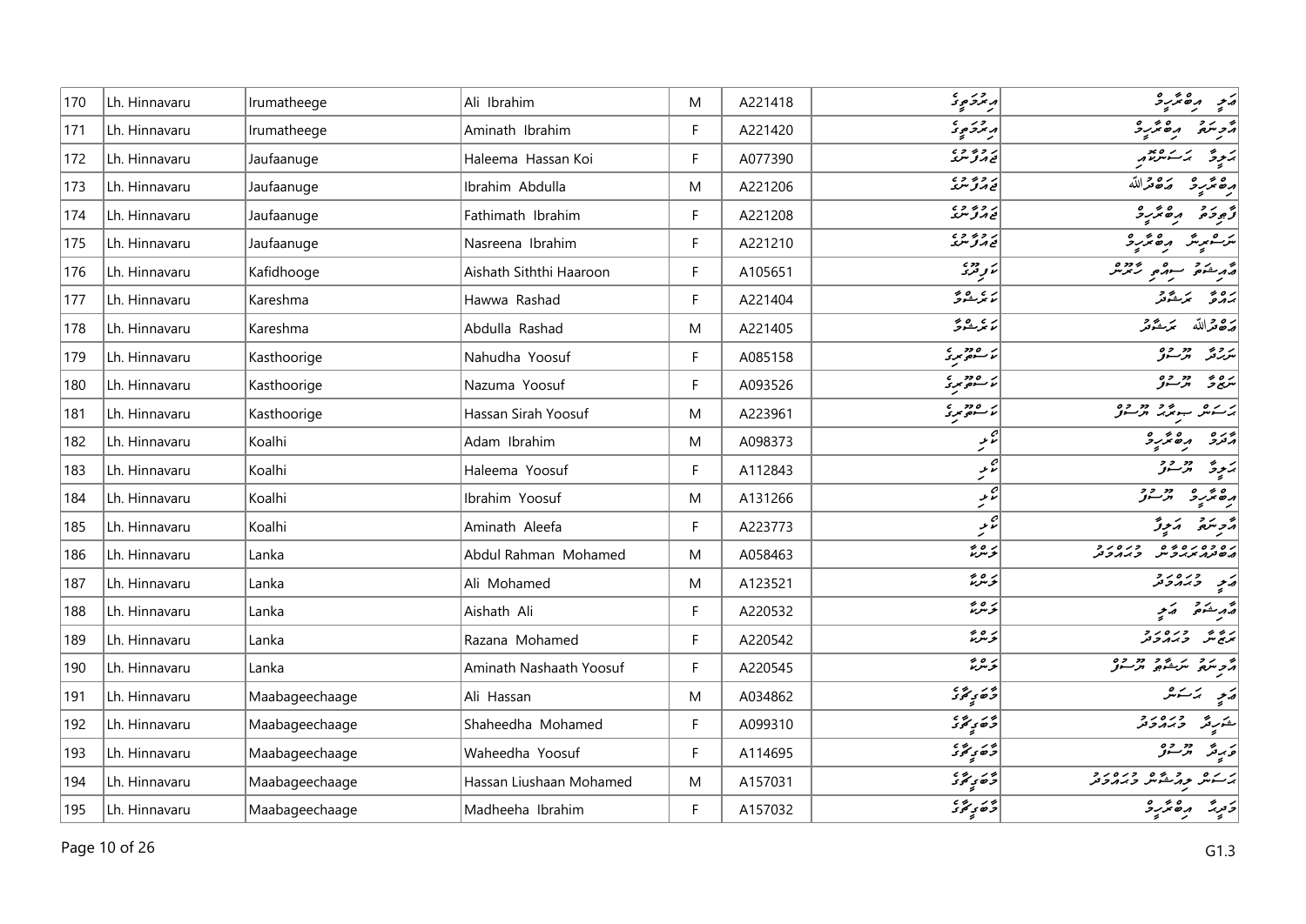| 170 | Lh. Hinnavaru | Irumatheege | Ali Ibrahim | M | A221418 | މިރުމަތީގެ | އަލި އިބްރާހީމް |
|---|---|---|---|---|---|---|---|
| 171 | Lh. Hinnavaru | Irumatheege | Aminath Ibrahim | F | A221420 | މިރުމަތީގެ | އާމިނަތު އިބްރާހީމް |
| 172 | Lh. Hinnavaru | Jaufaanuge | Haleema Hassan Koi | F | A077390 | ޖައުފާނުގެ | ހަލީމާ ހަސަންކޮއި |
| 173 | Lh. Hinnavaru | Jaufaanuge | Ibrahim Abdulla | M | A221206 | ޖައުފާނުގެ | އިބްރާހީމް އަބްދުﷲ |
| 174 | Lh. Hinnavaru | Jaufaanuge | Fathimath Ibrahim | F | A221208 | ޖައުފާނުގެ | ފާތިމަތު އިބްރާހީމް |
| 175 | Lh. Hinnavaru | Jaufaanuge | Nasreena Ibrahim | F | A221210 | ޖައުފާނުގެ | ނަސްރީނާ އިބްރާހީމް |
| 176 | Lh. Hinnavaru | Kafidhooge | Aishath Siththi Haaroon | F | A105651 | ކަފިދޫގެ | އާއިޝަތު ސިއްތި ހާރޫން |
| 177 | Lh. Hinnavaru | Kareshma | Hawwa Rashad | F | A221404 | ކަރެޝްމާ | ހައްވާ ރަޝާދު |
| 178 | Lh. Hinnavaru | Kareshma | Abdulla Rashad | M | A221405 | ކަރެޝްމާ | އަބްދުﷲ ރަޝާދު |
| 179 | Lh. Hinnavaru | Kasthoorige | Nahudha Yoosuf | F | A085158 | ކަސްތޫރިގެ | ނަހުދާ ޔޫސުފް |
| 180 | Lh. Hinnavaru | Kasthoorige | Nazuma Yoosuf | F | A093526 | ކަސްތޫރިގެ | ނަޒުމާ ޔޫސުފް |
| 181 | Lh. Hinnavaru | Kasthoorige | Hassan Sirah Yoosuf | M | A223961 | ކަސްތޫރިގެ | ހަސަން ސިރާހު ޔޫސުފް |
| 182 | Lh. Hinnavaru | Koalhi | Adam Ibrahim | M | A098373 | ކޯޅި | އާދަމް އިބްރާހީމް |
| 183 | Lh. Hinnavaru | Koalhi | Haleema Yoosuf | F | A112843 | ކޯޅި | ހަލީމާ ޔޫސުފް |
| 184 | Lh. Hinnavaru | Koalhi | Ibrahim Yoosuf | M | A131266 | ކޯޅި | އިބްރާހީމް ޔޫސުފް |
| 185 | Lh. Hinnavaru | Koalhi | Aminath Aleefa | F | A223773 | ކޯޅި | އާމިނަތު އަލީފާ |
| 186 | Lh. Hinnavaru | Lanka | Abdul Rahman Mohamed | M | A058463 | ލަންކާ | އަބްދުއްރަޙްމާން މުޙައްމަދު |
| 187 | Lh. Hinnavaru | Lanka | Ali Mohamed | M | A123521 | ލަންކާ | އަލި މުޙައްމަދު |
| 188 | Lh. Hinnavaru | Lanka | Aishath Ali | F | A220532 | ލަންކާ | އާއިޝަތު އަލި |
| 189 | Lh. Hinnavaru | Lanka | Razana Mohamed | F | A220542 | ލަންކާ | ރަޒާނާ މުޙައްމަދު |
| 190 | Lh. Hinnavaru | Lanka | Aminath Nashaath Yoosuf | F | A220545 | ލަންކާ | އާމިނަތު ނަޝާތު ޔޫސުފް |
| 191 | Lh. Hinnavaru | Maabageechaage | Ali Hassan | M | A034862 | މާބަގީޗާގެ | އަލި ހަސަން |
| 192 | Lh. Hinnavaru | Maabageechaage | Shaheedha Mohamed | F | A099310 | މާބަގީޗާގެ | ޝަހީދާ މުޙައްމަދު |
| 193 | Lh. Hinnavaru | Maabageechaage | Waheedha Yoosuf | F | A114695 | މާބަގީޗާގެ | ވަހީދާ ޔޫސުފް |
| 194 | Lh. Hinnavaru | Maabageechaage | Hassan Liushaan Mohamed | M | A157031 | މާބަގީޗާގެ | ހަސަން ލިއުޝާން މުޙައްމަދު |
| 195 | Lh. Hinnavaru | Maabageechaage | Madheeha Ibrahim | F | A157032 | މާބަގީޗާގެ | މަދީހާ އިބްރާހީމް |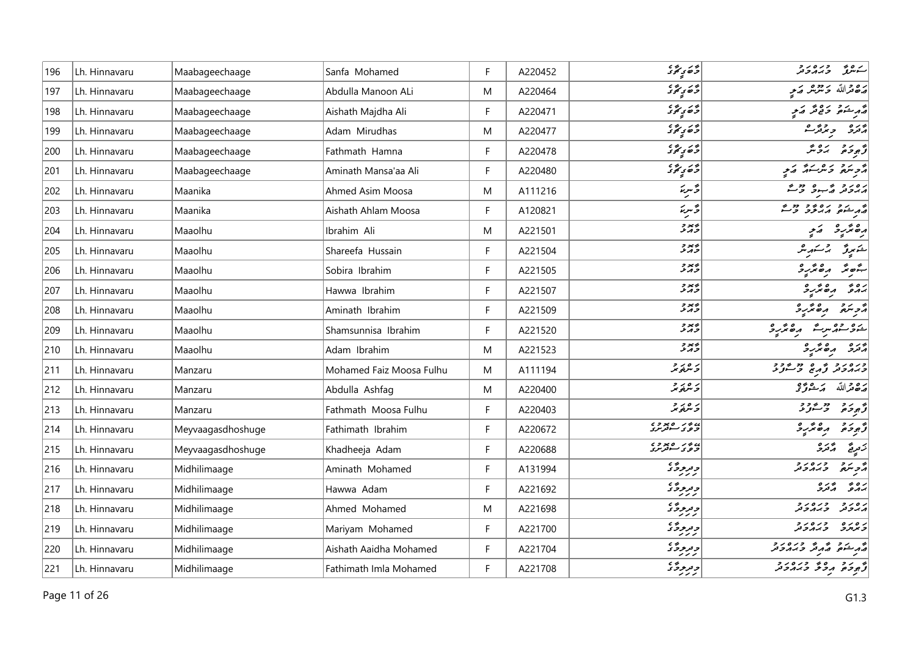| 196 | Lh. Hinnavaru | Maabageechaage | Sanfa Mohamed | F | A220452 | ڨَބަގީޗާގެ | ސަންފާ މުހައްމަދު |
|---|---|---|---|---|---|---|---|
| 197 | Lh. Hinnavaru | Maabageechaage | Abdulla Manoon ALi | M | A220464 | މާބަގީޗާގެ | އަބްދުﷲ މަނޫން އަލި |
| 198 | Lh. Hinnavaru | Maabageechaage | Aishath Majdha Ali | F | A220471 | މާބަގީޗާގެ | އާއިޝަތު މަޖްދާ އަލި |
| 199 | Lh. Hinnavaru | Maabageechaage | Adam Mirudhas | M | A220477 | މާބަގީޗާގެ | އާދަމް މިރުދާސް |
| 200 | Lh. Hinnavaru | Maabageechaage | Fathmath Hamna | F | A220478 | މާބަގީޗާގެ | ފާތިމަތު ހަމްނާ |
| 201 | Lh. Hinnavaru | Maabageechaage | Aminath Mansa'aa Ali | F | A220480 | މާބަގީޗާގެ | އާމިނަތު މަންސަޢާ އަލި |
| 202 | Lh. Hinnavaru | Maanika | Ahmed Asim Moosa | M | A111216 | މާނިކަ | އަހްމަދު އާސިމް މޫސާ |
| 203 | Lh. Hinnavaru | Maanika | Aishath Ahlam Moosa | F | A120821 | މާނިކަ | އާއިޝަތު އަހްލާމް މޫސާ |
| 204 | Lh. Hinnavaru | Maaolhu | Ibrahim Ali | M | A221501 | މާއޮޅު | އިބްރާހީމް އަލި |
| 205 | Lh. Hinnavaru | Maaolhu | Shareefa Hussain | F | A221504 | މާއޮޅު | ޝަރީފާ ހުސައިން |
| 206 | Lh. Hinnavaru | Maaolhu | Sobira Ibrahim | F | A221505 | މާއޮޅު | ސާބިރާ އިބްރާހީމް |
| 207 | Lh. Hinnavaru | Maaolhu | Hawwa Ibrahim | F | A221507 | މާއޮޅު | ހައްވާ އިބްރާހީމް |
| 208 | Lh. Hinnavaru | Maaolhu | Aminath Ibrahim | F | A221509 | މާއޮޅު | އާމިނަތު އިބްރާހީމް |
| 209 | Lh. Hinnavaru | Maaolhu | Shamsunnisa Ibrahim | F | A221520 | މާއޮޅު | ޝަމްސުންނިސާ އިބްރާހީމް |
| 210 | Lh. Hinnavaru | Maaolhu | Adam Ibrahim | M | A221523 | މާއޮޅު | އާދަމް އިބްރާހީމް |
| 211 | Lh. Hinnavaru | Manzaru | Mohamed Faiz Moosa Fulhu | M | A111194 | މަންޒަރު | މުހައްމަދު ފާއިޒް މޫސާފުޅު |
| 212 | Lh. Hinnavaru | Manzaru | Abdulla Ashfag | M | A220400 | މަންޒަރު | އަބްދުﷲ އަޝްފާގު |
| 213 | Lh. Hinnavaru | Manzaru | Fathmath Moosa Fulhu | F | A220403 | މަންޒަރު | ފާތިމަތު މޫސާފުޅު |
| 214 | Lh. Hinnavaru | Meyvaagasdhoshuge | Fathimath Ibrahim | F | A220672 | މޭވާގަސްދޮށުގެ | ފާތިމަތު އިބްރާހީމް |
| 215 | Lh. Hinnavaru | Meyvaagasdhoshuge | Khadheeja Adam | F | A220688 | މޭވާގަސްދޮށުގެ | ޚަދީޖާ އާދަމް |
| 216 | Lh. Hinnavaru | Midhilimaage | Aminath Mohamed | F | A131994 | މިދިލިމާގެ | އާމިނަތު މުހައްމަދު |
| 217 | Lh. Hinnavaru | Midhilimaage | Hawwa Adam | F | A221692 | މިދިލިމާގެ | ހައްވާ އާދަމް |
| 218 | Lh. Hinnavaru | Midhilimaage | Ahmed Mohamed | M | A221698 | މިދިލިމާގެ | އަހްމަދު މުހައްމަދު |
| 219 | Lh. Hinnavaru | Midhilimaage | Mariyam Mohamed | F | A221700 | މިދިލިމާގެ | މަރިޔަމް މުހައްމަދު |
| 220 | Lh. Hinnavaru | Midhilimaage | Aishath Aaidha Mohamed | F | A221704 | މިދިލިމާގެ | އާއިޝަތު އާއިދާ މުހައްމަދު |
| 221 | Lh. Hinnavaru | Midhilimaage | Fathimath Imla Mohamed | F | A221708 | މިދިލިމާގެ | ފާތިމަތު އިމްލާ މުހައްމަދު |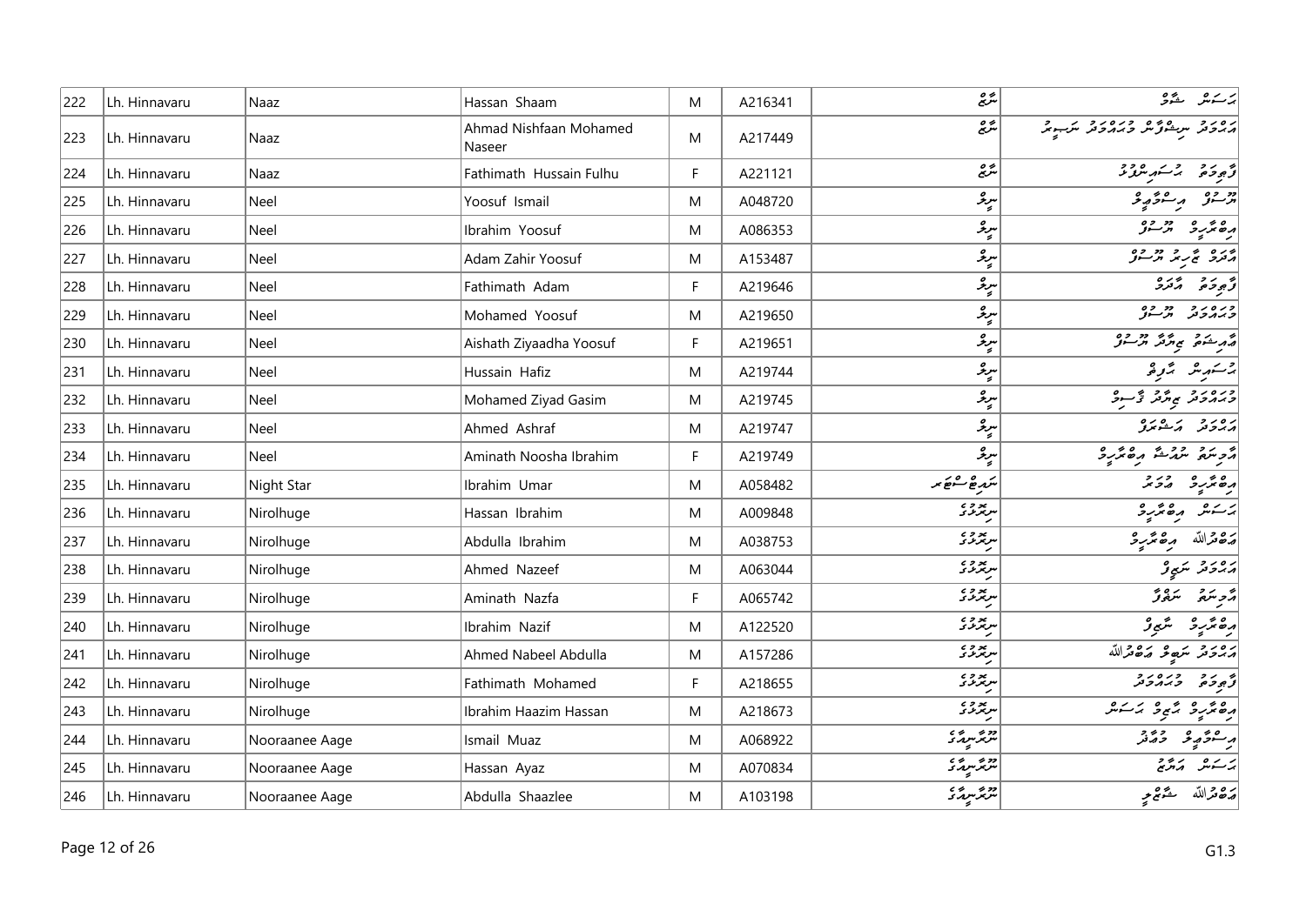| 222 | Lh. Hinnavaru | Naaz | Hassan Shaam | M | A216341 | ނާޒް | ހަސަން ޝާމް |
|---|---|---|---|---|---|---|---|
| 223 | Lh. Hinnavaru | Naaz | Ahmad Nishfaan Mohamed Naseer | M | A217449 | ނާޒް | އަޙްމަދު ނިޝްފާން މުޙައްމަދު ނަސީރު |
| 224 | Lh. Hinnavaru | Naaz | Fathimath Hussain Fulhu | F | A221121 | ނާޒް | ފާތިމަތު ހުސައިންފުޅު |
| 225 | Lh. Hinnavaru | Neel | Yoosuf Ismail | M | A048720 | ނީލް | ޔޫސުފް އިސްމާޢީލް |
| 226 | Lh. Hinnavaru | Neel | Ibrahim Yoosuf | M | A086353 | ނީލް | އިބްރާހީމް ޔޫސުފް |
| 227 | Lh. Hinnavaru | Neel | Adam Zahir Yoosuf | M | A153487 | ނީލް | އާދަމް ޒާހިރު ޔޫސުފް |
| 228 | Lh. Hinnavaru | Neel | Fathimath Adam | F | A219646 | ނީލް | ފާތިމަތު އާދަމް |
| 229 | Lh. Hinnavaru | Neel | Mohamed Yoosuf | M | A219650 | ނީލް | މުޙައްމަދު ޔޫސުފް |
| 230 | Lh. Hinnavaru | Neel | Aishath Ziyaadha Yoosuf | F | A219651 | ނީލް | އާއިޝަތު ޒިޔާދާ ޔޫސުފް |
| 231 | Lh. Hinnavaru | Neel | Hussain Hafiz | M | A219744 | ނީލް | ހުސައިން ހާފިޒް |
| 232 | Lh. Hinnavaru | Neel | Mohamed Ziyad Gasim | M | A219745 | ނީލް | މުޙައްމަދު ޒިޔާދު ޤާސިމް |
| 233 | Lh. Hinnavaru | Neel | Ahmed Ashraf | M | A219747 | ނީލް | އަޙްމަދު އަޝްރަފް |
| 234 | Lh. Hinnavaru | Neel | Aminath Noosha Ibrahim | F | A219749 | ނީލް | އާމިނަތު ނޫޝާ އިބްރާހީމް |
| 235 | Lh. Hinnavaru | Night Star | Ibrahim Umar | M | A058482 | ނައިޓްސްޓާރ | އިބްރާހީމް ޢުމަރު |
| 236 | Lh. Hinnavaru | Nirolhuge | Hassan Ibrahim | M | A009848 | ނިރޮޅުގެ | ހަސަން އިބްރާހީމް |
| 237 | Lh. Hinnavaru | Nirolhuge | Abdulla Ibrahim | M | A038753 | ނިރޮޅުގެ | އަބްދުﷲ އިބްރާހީމް |
| 238 | Lh. Hinnavaru | Nirolhuge | Ahmed Nazeef | M | A063044 | ނިރޮޅުގެ | އަޙްމަދު ނަޒީފް |
| 239 | Lh. Hinnavaru | Nirolhuge | Aminath Nazfa | F | A065742 | ނިރޮޅުގެ | އާމިނަތު ނަޒްފާ |
| 240 | Lh. Hinnavaru | Nirolhuge | Ibrahim Nazif | M | A122520 | ނިރޮޅުގެ | އިބްރާހީމް ނާޒިފް |
| 241 | Lh. Hinnavaru | Nirolhuge | Ahmed Nabeel Abdulla | M | A157286 | ނިރޮޅުގެ | އަޙްމަދު ނަބީލް އަބްދުﷲ |
| 242 | Lh. Hinnavaru | Nirolhuge | Fathimath Mohamed | F | A218655 | ނިރޮޅުގެ | ފާތިމަތު މުޙައްމަދު |
| 243 | Lh. Hinnavaru | Nirolhuge | Ibrahim Haazim Hassan | M | A218673 | ނިރޮޅުގެ | އިބްރާހީމް ހާޒިމް ހަސަން |
| 244 | Lh. Hinnavaru | Nooraanee Aage | Ismail Muaz | M | A068922 | ނޫރާނީއާގެ | އިސްމާޢީލް މުޢާޛު |
| 245 | Lh. Hinnavaru | Nooraanee Aage | Hassan Ayaz | M | A070834 | ނޫރާނީއާގެ | ހަސަން އަޔާޒް |
| 246 | Lh. Hinnavaru | Nooraanee Aage | Abdulla Shaazlee | M | A103198 | ނޫރާނީއާގެ | އަބްދުﷲ ޝާޒްލީ |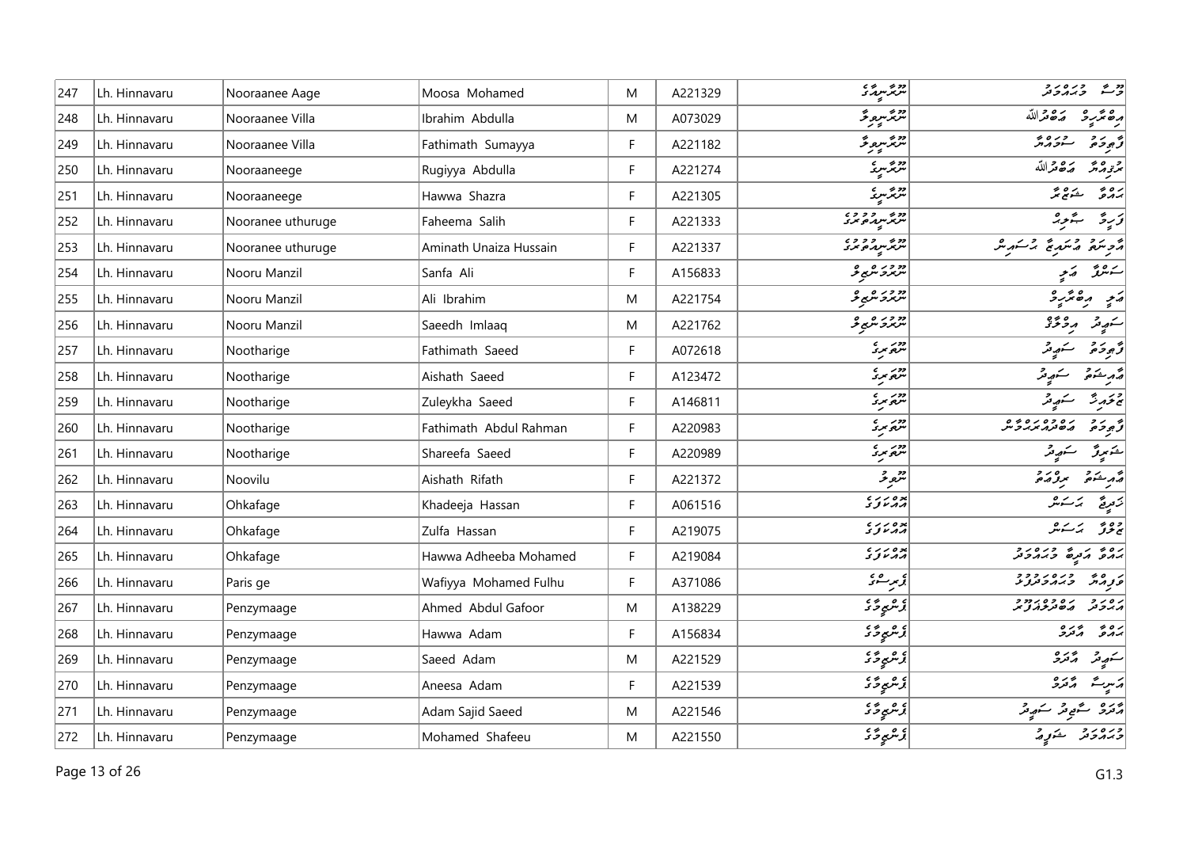| 247 | Lh. Hinnavaru | Nooraanee Aage | Moosa Mohamed | M | A221329 | ނޫރާނީއާގެ | މޫސާ މުޙައްމަދު |
|---|---|---|---|---|---|---|---|
| 248 | Lh. Hinnavaru | Nooraanee Villa | Ibrahim Abdulla | M | A073029 | ނޫރާނީވިލާ | އިބްރާހީމް އަބްދުﷲ |
| 249 | Lh. Hinnavaru | Nooraanee Villa | Fathimath Sumayya | F | A221182 | ނޫރާނީވިލާ | ފާތިމަތު ސުމައްޔާ |
| 250 | Lh. Hinnavaru | Nooraaneege | Rugiyya Abdulla | F | A221274 | ނޫރާނީގެ | ރުގިއްޔާ އަބްދުﷲ |
| 251 | Lh. Hinnavaru | Nooraaneege | Hawwa Shazra | F | A221305 | ނޫރާނީގެ | ހައްވާ ޝަޒްރާ |
| 252 | Lh. Hinnavaru | Nooranee uthuruge | Faheema Salih | F | A221333 | ނޫރާނީއުތުރުގެ | ފަހީމާ ސާލިހު |
| 253 | Lh. Hinnavaru | Nooranee uthuruge | Aminath Unaiza Hussain | F | A221337 | ނޫރާނީއުތުރުގެ | އާމިނަތު އުނައިޒާ ހުސައިން |
| 254 | Lh. Hinnavaru | Nooru Manzil | Sanfa Ali | F | A156833 | ނޫރުމަންޒިލް | ސަންފާ އަލި |
| 255 | Lh. Hinnavaru | Nooru Manzil | Ali Ibrahim | M | A221754 | ނޫރުމަންޒިލް | އަލި އިބްރާހީމް |
| 256 | Lh. Hinnavaru | Nooru Manzil | Saeedh Imlaaq | M | A221762 | ނޫރުމަންޒިލް | ސައީދު އިމްލާގު |
| 257 | Lh. Hinnavaru | Nootharige | Fathimath Saeed | F | A072618 | ނޫތަރިގެ | ފާތިމަތު ސައީދު |
| 258 | Lh. Hinnavaru | Nootharige | Aishath Saeed | F | A123472 | ނޫތަރިގެ | އާއިޝަތު ސައީދު |
| 259 | Lh. Hinnavaru | Nootharige | Zuleykha Saeed | F | A146811 | ނޫތަރިގެ | ޒުލައިޚާ ސައީދު |
| 260 | Lh. Hinnavaru | Nootharige | Fathimath Abdul Rahman | F | A220983 | ނޫތަރިގެ | ފާތިމަތު އަބްދުއްރަޙްމާން |
| 261 | Lh. Hinnavaru | Nootharige | Shareefa Saeed | F | A220989 | ނޫތަރިގެ | ޝަރީފާ ސައީދު |
| 262 | Lh. Hinnavaru | Noovilu | Aishath Rifath | F | A221372 | ނޫވިލު | އާއިޝަތު ރިފްއަތު |
| 263 | Lh. Hinnavaru | Ohkafage | Khadeeja Hassan | F | A061516 | އޮއްކަފަގެ | ޚަދީޖާ ހަސަން |
| 264 | Lh. Hinnavaru | Ohkafage | Zulfa Hassan | F | A219075 | އޮއްކަފަގެ | ޒުލްފާ ހަސަން |
| 265 | Lh. Hinnavaru | Ohkafage | Hawwa Adheeba Mohamed | F | A219084 | އޮއްކަފަގެ | ހައްވާ އަދީބާ މުޙައްމަދު |
| 266 | Lh. Hinnavaru | Paris ge | Wafiyya Mohamed Fulhu | F | A371086 | ޕެރިސްގެ | ވަފިއްޔާ މުޙައްމަދުފުޅު |
| 267 | Lh. Hinnavaru | Penzymaage | Ahmed Abdul Gafoor | M | A138229 | ޕެންޒީމާގެ | އަޙްމަދު އަބްދުލްޣަފޫރު |
| 268 | Lh. Hinnavaru | Penzymaage | Hawwa Adam | F | A156834 | ޕެންޒީމާގެ | ހައްވާ އާދަމް |
| 269 | Lh. Hinnavaru | Penzymaage | Saeed Adam | M | A221529 | ޕެންޒީމާގެ | ސައީދު އާދަމް |
| 270 | Lh. Hinnavaru | Penzymaage | Aneesa Adam | F | A221539 | ޕެންޒީމާގެ | އަނީސާ އާދަމް |
| 271 | Lh. Hinnavaru | Penzymaage | Adam Sajid Saeed | M | A221546 | ޕެންޒީމާގެ | އާދަމް ސާޖިދު ސައީދު |
| 272 | Lh. Hinnavaru | Penzymaage | Mohamed Shafeeu | M | A221550 | ޕެންޒީމާގެ | މުޙައްމަދު ޝަފީޢު |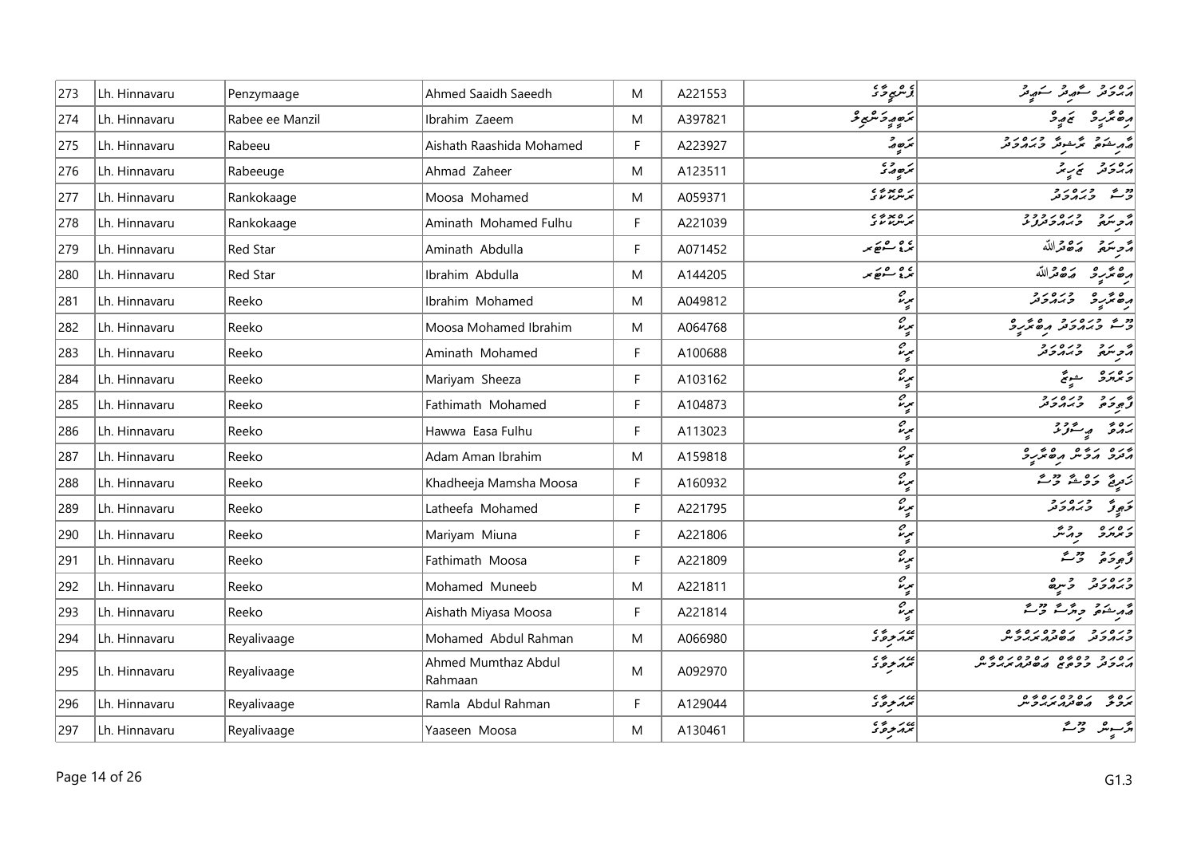| 273 | Lh. Hinnavaru | Penzymaage | Ahmed Saaidh Saeedh | M | A221553 | ޕެންޒީމާގެ | އަހުމަދު ސާއިދު ސަޢީދު |
|---|---|---|---|---|---|---|---|
| 274 | Lh. Hinnavaru | Rabee ee Manzil | Ibrahim Zaeem | M | A397821 | ރަބީޢީމަންޒިލް | އިބްރާހީމް ޒަޢީމް |
| 275 | Lh. Hinnavaru | Rabeeu | Aishath Raashida Mohamed | F | A223927 | ރަބީޢު | އާއިޝަތު ރާޝިދާ މުހައްމަދު |
| 276 | Lh. Hinnavaru | Rabeeuge | Ahmad Zaheer | M | A123511 | ރަބީޢުގެ | އަހުމަދު ޒަހީރު |
| 277 | Lh. Hinnavaru | Rankokaage | Moosa Mohamed | M | A059371 | ރަންކޮކާގެ | މޫސާ މުހައްމަދު |
| 278 | Lh. Hinnavaru | Rankokaage | Aminath Mohamed Fulhu | F | A221039 | ރަންކޮކާގެ | އާމިނަތު މުހައްމަދުފުޅު |
| 279 | Lh. Hinnavaru | Red Star | Aminath Abdulla | F | A071452 | ރެޑް ސްޓަރ | އާމިނަތު އަބްދުﷲ |
| 280 | Lh. Hinnavaru | Red Star | Ibrahim Abdulla | M | A144205 | ރެޑް ސްޓަރ | އިބްރާހީމް އަބްދުﷲ |
| 281 | Lh. Hinnavaru | Reeko | Ibrahim Mohamed | M | A049812 | ރީކޯ | އިބްރާހީމް މުހައްމަދު |
| 282 | Lh. Hinnavaru | Reeko | Moosa Mohamed Ibrahim | M | A064768 | ރީކޯ | މޫސާ މުހައްމަދު އިބްރާހީމް |
| 283 | Lh. Hinnavaru | Reeko | Aminath Mohamed | F | A100688 | ރީކޯ | އާމިނަތު މުހައްމަދު |
| 284 | Lh. Hinnavaru | Reeko | Mariyam Sheeza | F | A103162 | ރީކޯ | މަރިޔަމް ޝީޒާ |
| 285 | Lh. Hinnavaru | Reeko | Fathimath Mohamed | F | A104873 | ރީކޯ | ފާތިމަތު މުހައްމަދު |
| 286 | Lh. Hinnavaru | Reeko | Hawwa Easa Fulhu | F | A113023 | ރީކޯ | ހައްވާ ޢީސާފުޅު |
| 287 | Lh. Hinnavaru | Reeko | Adam Aman Ibrahim | M | A159818 | ރީކޯ | އާދަމް އަމާން އިބްރާހީމް |
| 288 | Lh. Hinnavaru | Reeko | Khadheeja Mamsha Moosa | F | A160932 | ރީކޯ | ޚަދީޖާ މަމްޝާ މޫސާ |
| 289 | Lh. Hinnavaru | Reeko | Latheefa Mohamed | F | A221795 | ރީކޯ | ލަޠީފާ މުހައްމަދު |
| 290 | Lh. Hinnavaru | Reeko | Mariyam Miuna | F | A221806 | ރީކޯ | މަރިޔަމް މިއުނާ |
| 291 | Lh. Hinnavaru | Reeko | Fathimath Moosa | F | A221809 | ރީކޯ | ފާތިމަތު މޫސާ |
| 292 | Lh. Hinnavaru | Reeko | Mohamed Muneeb | M | A221811 | ރީކޯ | މުހައްމަދު މުނީބު |
| 293 | Lh. Hinnavaru | Reeko | Aishath Miyasa Moosa | F | A221814 | ރީކޯ | އާއިޝަތު މިޔާސާ މޫސާ |
| 294 | Lh. Hinnavaru | Reyalivaage | Mohamed Abdul Rahman | M | A066980 | ރޭޔަލިވާގެ | މުހައްމަދު އަބްދުއްރަޙްމާން |
| 295 | Lh. Hinnavaru | Reyalivaage | Ahmed Mumthaz Abdul Rahmaan | M | A092970 | ރޭޔަލިވާގެ | އަހުމަދު މުމްތާޒު އަބްދުއްރަޙްމާން |
| 296 | Lh. Hinnavaru | Reyalivaage | Ramla Abdul Rahman | F | A129044 | ރޭޔަލިވާގެ | ރަމްލާ އަބްދުއްރަޙްމާން |
| 297 | Lh. Hinnavaru | Reyalivaage | Yaaseen Moosa | M | A130461 | ރޭޔަލިވާގެ | ޔާސީން މޫސާ |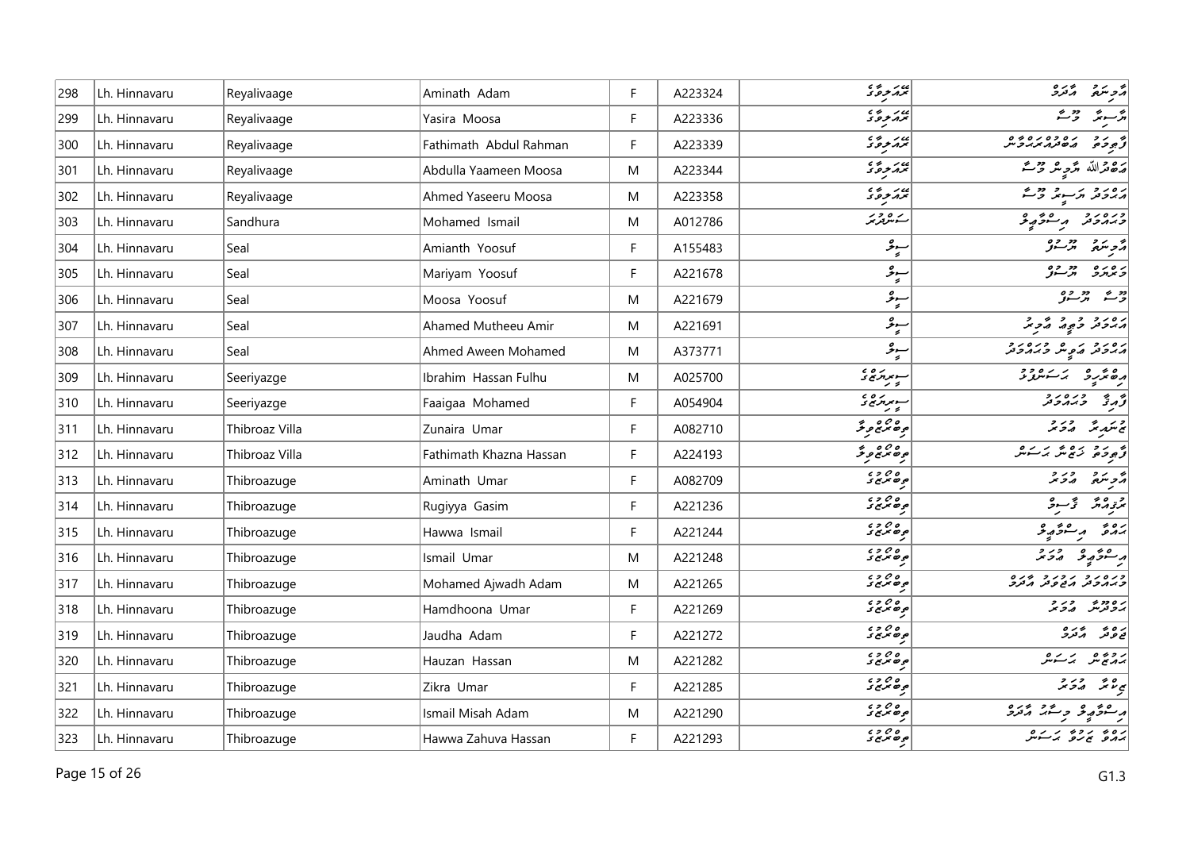| 298 | Lh. Hinnavaru | Reyalivaage | Aminath Adam | F | A223324 | ރޭޔަލިވާގެ | އާމިނަތު އާދަމް |
|---|---|---|---|---|---|---|---|
| 299 | Lh. Hinnavaru | Reyalivaage | Yasira Moosa | F | A223336 | ރޭޔަލިވާގެ | ޔާސިރާ މޫސާ |
| 300 | Lh. Hinnavaru | Reyalivaage | Fathimath Abdul Rahman | F | A223339 | ރޭޔަލިވާގެ | ފާތިމަތު އަބްދުއްރަހްމާން |
| 301 | Lh. Hinnavaru | Reyalivaage | Abdulla Yaameen Moosa | M | A223344 | ރޭޔަލިވާގެ | އަބްދުﷲ ޔާމީން މޫސާ |
| 302 | Lh. Hinnavaru | Reyalivaage | Ahmed Yaseeru Moosa | M | A223358 | ރޭޔަލިވާގެ | އަޙްމަދު ޔަސީރު މޫސާ |
| 303 | Lh. Hinnavaru | Sandhura | Mohamed Ismail | M | A012786 | ސަންދުރަ | މުޙައްމަދު އިސްމާޢީލް |
| 304 | Lh. Hinnavaru | Seal | Amianth Yoosuf | F | A155483 | ސީލް | އާމިނަތު ޔޫސުފް |
| 305 | Lh. Hinnavaru | Seal | Mariyam Yoosuf | F | A221678 | ސީލް | މަރިޔަމް ޔޫސުފް |
| 306 | Lh. Hinnavaru | Seal | Moosa Yoosuf | M | A221679 | ސީލް | މޫސާ ޔޫސުފް |
| 307 | Lh. Hinnavaru | Seal | Ahamed Mutheeu Amir | M | A221691 | ސީލް | އަޙްމަދު މުޠީޢު އާމިރު |
| 308 | Lh. Hinnavaru | Seal | Ahmed Aween Mohamed | M | A373771 | ސީލް | އަޙްމަދު އަވީން މުޙައްމަދު |
| 309 | Lh. Hinnavaru | Seeriyazge | Ibrahim Hassan Fulhu | M | A025700 | ސީރިޔަޒްގެ | އިބްރާހީމް ހަސަންފުޅު |
| 310 | Lh. Hinnavaru | Seeriyazge | Faaigaa Mohamed | F | A054904 | ސީރިޔަޒްގެ | ފާއިޤާ މުޙައްމަދު |
| 311 | Lh. Hinnavaru | Thibroaz Villa | Zunaira Umar | F | A082710 | ތިބްރޯޒްވިލާ | ޒުނައިރާ ޢުމަރު |
| 312 | Lh. Hinnavaru | Thibroaz Villa | Fathimath Khazna Hassan | F | A224193 | ތިބްރޯޒްވިލާ | ފާތިމަތު ޚަޒްނާ ޙަސަން |
| 313 | Lh. Hinnavaru | Thibroazuge | Aminath Umar | F | A082709 | ތިބްރޯޒުގެ | އާމިނަތު ޢުމަރު |
| 314 | Lh. Hinnavaru | Thibroazuge | Rugiyya Gasim | F | A221236 | ތިބްރޯޒުގެ | ރުގިއްޔާ ޤާސިމް |
| 315 | Lh. Hinnavaru | Thibroazuge | Hawwa Ismail | F | A221244 | ތިބްރޯޒުގެ | ހައްވާ އިސްމާޢީލް |
| 316 | Lh. Hinnavaru | Thibroazuge | Ismail Umar | M | A221248 | ތިބްރޯޒުގެ | އިސްމާޢީލް ޢުމަރު |
| 317 | Lh. Hinnavaru | Thibroazuge | Mohamed Ajwadh Adam | M | A221265 | ތިބްރޯޒުގެ | މުޙައްމަދު އަޖްވަދު އާދަމް |
| 318 | Lh. Hinnavaru | Thibroazuge | Hamdhoona Umar | F | A221269 | ތިބްރޯޒުގެ | ހަމްދޫނާ ޢުމަރު |
| 319 | Lh. Hinnavaru | Thibroazuge | Jaudha Adam | F | A221272 | ތިބްރޯޒުގެ | ޖަވްދާ އާދަމް |
| 320 | Lh. Hinnavaru | Thibroazuge | Hauzan Hassan | M | A221282 | ތިބްރޯޒުގެ | ހައުޒާން ހަސަން |
| 321 | Lh. Hinnavaru | Thibroazuge | Zikra Umar | F | A221285 | ތިބްރޯޒުގެ | ޒިކްރާ ޢުމަރު |
| 322 | Lh. Hinnavaru | Thibroazuge | Ismail Misah Adam | M | A221290 | ތިބްރޯޒުގެ | އިސްމާޢީލް މިސްބާހު އާދަމް |
| 323 | Lh. Hinnavaru | Thibroazuge | Hawwa Zahuva Hassan | F | A221293 | ތިބްރޯޒުގެ | ހައްވާ ޒަހުވާ ހަސަން |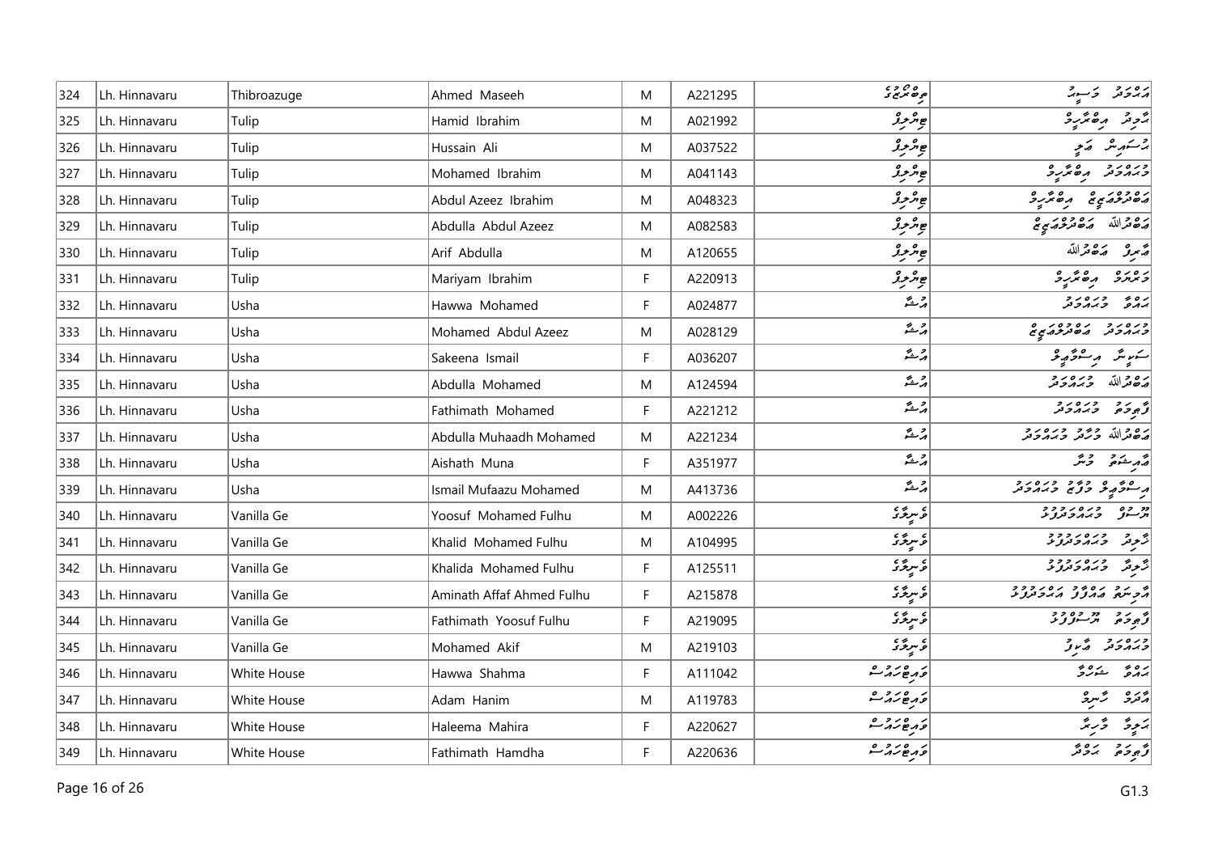| 324 | Lh. Hinnavaru | Thibroazuge | Ahmed Maseeh | M | A221295 | ތިބްރޯޒުގެ | އަޙްމަދު މަސީޙު |
|---|---|---|---|---|---|---|---|
| 325 | Lh. Hinnavaru | Tulip | Hamid Ibrahim | M | A021992 | ޓިއުލިޕް | ހާމިދު އިބްރާހީމް |
| 326 | Lh. Hinnavaru | Tulip | Hussain Ali | M | A037522 | ޓިއުލިޕް | ހުސައިން ޢަލި |
| 327 | Lh. Hinnavaru | Tulip | Mohamed Ibrahim | M | A041143 | ޓިއުލިޕް | މުޙައްމަދު އިބްރާހީމް |
| 328 | Lh. Hinnavaru | Tulip | Abdul Azeez Ibrahim | M | A048323 | ޓިއުލިޕް | ޢަބްދުލްޢަޒީޒު އިބްރާހީމް |
| 329 | Lh. Hinnavaru | Tulip | Abdulla Abdul Azeez | M | A082583 | ޓިއުލިޕް | ޢަބްދުﷲ ޢަބްދުލްޢަޒީޒު |
| 330 | Lh. Hinnavaru | Tulip | Arif Abdulla | M | A120655 | ޓިއުލިޕް | އާރިފު ޢަބްދުﷲ |
| 331 | Lh. Hinnavaru | Tulip | Mariyam Ibrahim | F | A220913 | ޓިއުލިޕް | މަރިޔަމް އިބްރާހީމް |
| 332 | Lh. Hinnavaru | Usha | Hawwa Mohamed | F | A024877 | އުޝާ | ހައްވާ މުޙައްމަދު |
| 333 | Lh. Hinnavaru | Usha | Mohamed Abdul Azeez | M | A028129 | އުޝާ | މުޙައްމަދު ޢަބްދުލްޢަޒީޒު |
| 334 | Lh. Hinnavaru | Usha | Sakeena Ismail | F | A036207 | އުޝާ | ސަކީނާ އިސްމާޢީލް |
| 335 | Lh. Hinnavaru | Usha | Abdulla Mohamed | M | A124594 | އުޝާ | ޢަބްދުﷲ މުޙައްމަދު |
| 336 | Lh. Hinnavaru | Usha | Fathimath Mohamed | F | A221212 | އުޝާ | ފާތިމަތު މުޙައްމަދު |
| 337 | Lh. Hinnavaru | Usha | Abdulla Muhaadh Mohamed | M | A221234 | އުޝާ | ޢަބްދުﷲ މުހާދު މުޙައްމަދު |
| 338 | Lh. Hinnavaru | Usha | Aishath Muna | F | A351977 | އުޝާ | ޢާއިޝަތު މުނާ |
| 339 | Lh. Hinnavaru | Usha | Ismail Mufaazu Mohamed | M | A413736 | އުޝާ | އިސްމާޢީލް މުފާޒު މުޙައްމަދު |
| 340 | Lh. Hinnavaru | Vanilla Ge | Yoosuf Mohamed Fulhu | M | A002226 | ވެނިލާގެ | ޔޫސުފް މުޙައްމަދުފުޅު |
| 341 | Lh. Hinnavaru | Vanilla Ge | Khalid Mohamed Fulhu | M | A104995 | ވެނިލާގެ | ޚާލިދު މުޙައްމަދުފުޅު |
| 342 | Lh. Hinnavaru | Vanilla Ge | Khalida Mohamed Fulhu | F | A125511 | ވެނިލާގެ | ޚާލިދާ މުޙައްމަދުފުޅު |
| 343 | Lh. Hinnavaru | Vanilla Ge | Aminath Affaf Ahmed Fulhu | F | A215878 | ވެނިލާގެ | އާމިނަތު އައްފާފު އަޙްމަދުފުޅު |
| 344 | Lh. Hinnavaru | Vanilla Ge | Fathimath Yoosuf Fulhu | F | A219095 | ވެނިލާގެ | ފާތިމަތު ޔޫސުފުފުޅު |
| 345 | Lh. Hinnavaru | Vanilla Ge | Mohamed Akif | M | A219103 | ވެނިލާގެ | މުޙައްމަދު އާކިފް |
| 346 | Lh. Hinnavaru | White House | Hawwa Shahma | F | A111042 | ވައިޓްހައުސް | ހައްވާ ޝަހުމާ |
| 347 | Lh. Hinnavaru | White House | Adam Hanim | M | A119783 | ވައިޓްހައުސް | އާދަމް ހާނިމް |
| 348 | Lh. Hinnavaru | White House | Haleema Mahira | F | A220627 | ވައިޓްހައުސް | ހަލީމާ މާހިރާ |
| 349 | Lh. Hinnavaru | White House | Fathimath Hamdha | F | A220636 | ވައިޓްހައުސް | ފާތިމަތު ހަމްދާ |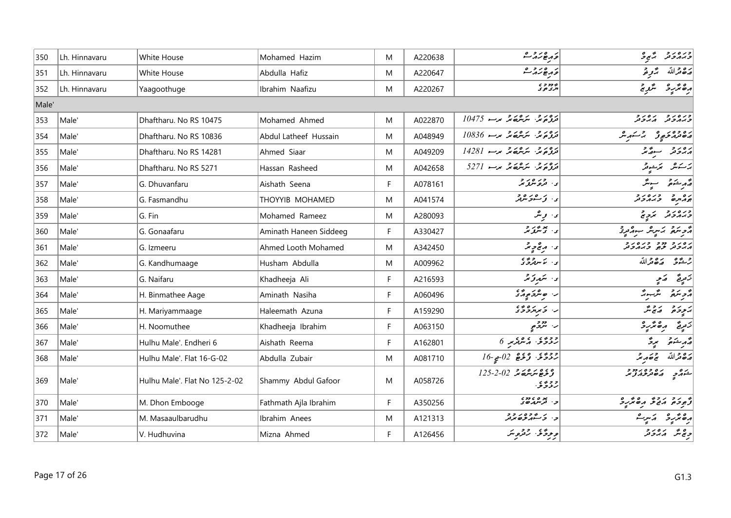| 350 | Lh. Hinnavaru | White House | Mohamed Hazim | M | A220638 | ވައިޓްހައުސް | މުޙައްމަދު ޙާޒިމް |
|---|---|---|---|---|---|---|---|
| 351 | Lh. Hinnavaru | White House | Abdulla Hafiz | M | A220647 | ވައިޓްހައުސް | އަބްދުﷲ ޙާފިޡު |
| 352 | Lh. Hinnavaru | Yaagoothuge | Ibrahim Naafizu | M | A220267 | ޔާގޫތުގެ | އިބްރާހީމް ނާފިޒު |
| Male' | | | | | | | |
| 353 | Male' | Dhaftharu. No RS 10475 | Mohamed Ahmed | M | A022870 | ދަފްތަރު. ނަންބަރު ރސ 10475 | މުޙައްމަދު އަޙްމަދު |
| 354 | Male' | Dhaftharu. No RS 10836 | Abdul Latheef Hussain | M | A048949 | ދަފްތަރު. ނަންބަރު ރސ 10836 | އަބްދުއްލަޠީފް ޙުސައިން |
| 355 | Male' | Dhaftharu. No RS 14281 | Ahmed Siaar | M | A049209 | ދަފްތަރު. ނަންބަރު ރސ 14281 | އަޙްމަދު ސިޔާރު |
| 356 | Male' | Dhaftharu. No RS 5271 | Hassan Rasheed | M | A042658 | ދަފްތަރު. ނަންބަރު ރސ 5271 | ޙަސަން ރަޝީދު |
| 357 | Male' | G. Dhuvanfaru | Aishath Seena | F | A078161 | ގ. ދުވަންފަރު | އައިށަތު ސީނާ |
| 358 | Male' | G. Fasmandhu | THOYYIB MOHAMED | M | A041574 | ގ. ފަސްމަންދު | ޠައްޔިބު މުޙައްމަދު |
| 359 | Male' | G. Fin | Mohamed Rameez | M | A280093 | ގ. ފިން | މުޙައްމަދު ރަމީޒު |
| 360 | Male' | G. Gonaafaru | Aminath Haneen Siddeeg | F | A330427 | ގ. ގޮނާފަރު | އާމިނަތު ހަނީން ސިއްދީގު |
| 361 | Male' | G. Izmeeru | Ahmed Looth Mohamed | M | A342450 | ގ. އިޒްމީރު | އަޙްމަދު ލޫތު މުޙައްމަދު |
| 362 | Male' | G. Kandhumaage | Husham Abdulla | M | A009962 | ގ.ކަނދުމާގެ | ހުޝާމް އަބްދުﷲ |
| 363 | Male' | G. Naifaru | Khadheeja Ali | F | A216593 | ގ. ނައިފަރު | ޚަދީޖާ ޢަލީ |
| 364 | Male' | H. Binmathee Aage | Aminath Nasiha | F | A060496 | ހ. ބިންމަތީއާގެ | އާމިނަތު ނާޞިޙާ |
| 365 | Male' | H. Mariyammaage | Haleemath Azuna | F | A159290 | ހ. މަރިޔަމްމާގެ | ހަލީމަތު އަޒުނާ |
| 366 | Male' | H. Noomuthee | Khadheeja Ibrahim | F | A063150 | ހ. ނޫމުތީ | ޚަދީޖާ އިބްރާހީމް |
| 367 | Male' | Hulhu Male'. Endheri 6 | Aishath Reema | F | A162801 | ހުޅުމާލެ. އެންދެރި 6 | އައިށަތު ރީމާ |
| 368 | Male' | Hulhu Male'. Flat 16-G-02 | Abdulla Zubair | M | A081710 | ހުޅުމާލެ. ފްލެޓް 02-ޖީ-16 | އަބްދުﷲ ޒުބައިރު |
| 369 | Male' | Hulhu Male'. Flat No 125-2-02 | Shammy Abdul Gafoor | M | A058726 | ފްލެޓްނަންބަރު 02-2-125 ހުޅުމާލެ. | ޝައްމީ އަބްދުލްޣަފޫރު |
| 370 | Male' | M. Dhon Embooge | Fathmath Ajla Ibrahim | F | A350256 | މ. ދޮންއެމްބޫގެ | ފާތިމަތު އަޖުލާ އިބްރާހީމް |
| 371 | Male' | M. Masaaulbarudhu | Ibrahim Anees | M | A121313 | މ. މަސާއުލްބަރުދު | އިބްރާހީމް އަނީސް |
| 372 | Male' | V. Hudhuvina | Mizna Ahmed | F | A126456 | ވިލިމާލެ. ހުދުވިނަ | މިޒްނާ އަޙްމަދު |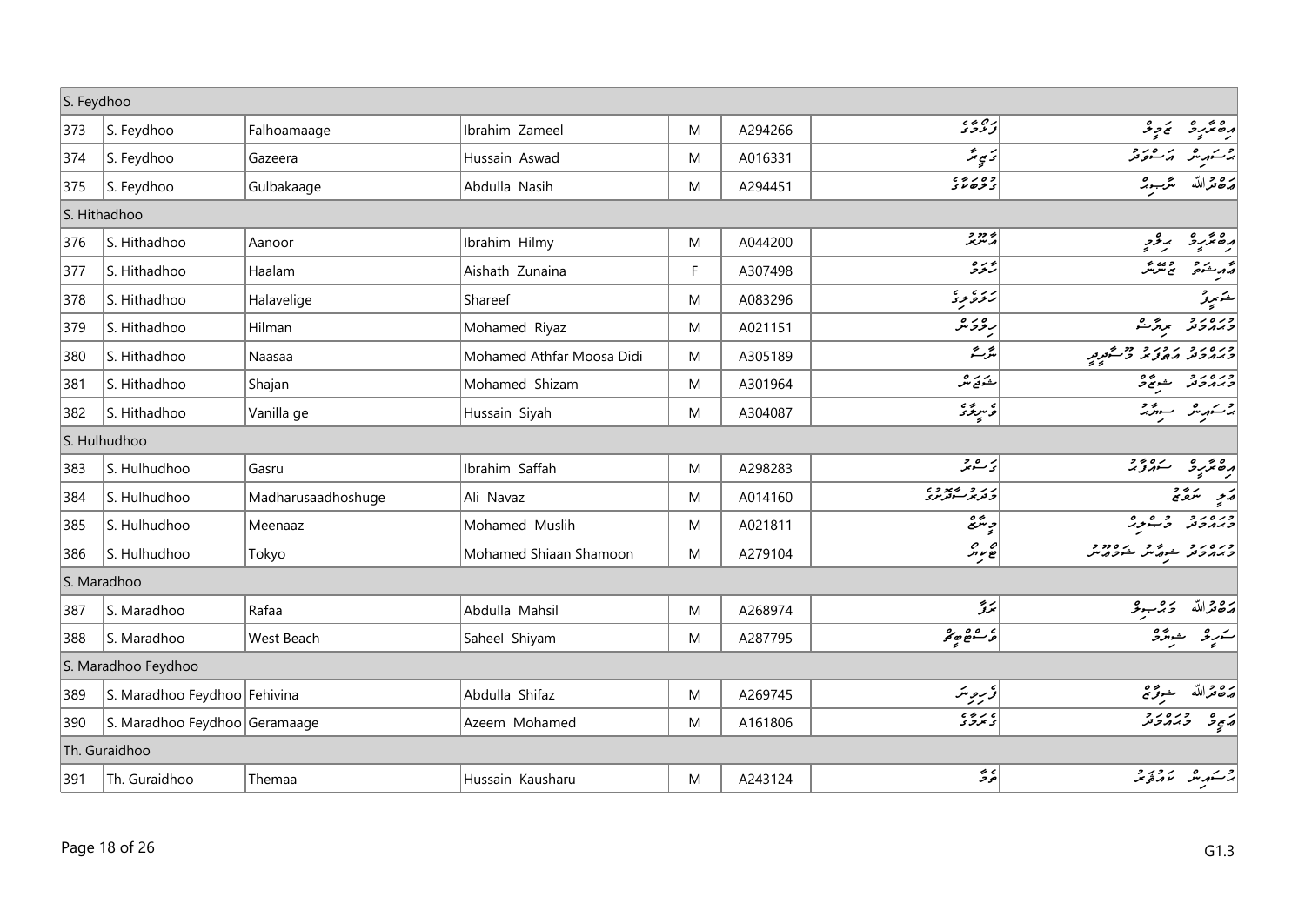| | | | | | | | |
|---|---|---|---|---|---|---|---|
| **S. Feydhoo** | | | | | | | |
| 373 | S. Feydhoo | Falhoamaage | Ibrahim Zameel | M | A294266 | ފަޅޯމާގެ | އިބްރާހީމް ޒަމީލް |
| 374 | S. Feydhoo | Gazeera | Hussain Aswad | M | A016331 | ގަޒީރާ | ޙުސައިން އަސްވަދު |
| 375 | S. Feydhoo | Gulbakaage | Abdulla Nasih | M | A294451 | ގުލްބަކާގެ | عبدالله ނާސިހް |
| **S. Hithadhoo** | | | | | | | |
| 376 | S. Hithadhoo | Aanoor | Ibrahim Hilmy | M | A044200 | އާނޫރު | އިބްރާހީމް ހިލްމީ |
| 377 | S. Hithadhoo | Haalam | Aishath Zunaina | F | A307498 | ހާލަމް | އާއިޝަތު ޒުނައިނާ |
| 378 | S. Hithadhoo | Halavelige | Shareef | M | A083296 | ހަލަވެލިގެ | ޝަރީފު |
| 379 | S. Hithadhoo | Hilman | Mohamed Riyaz | M | A021151 | ހިލްމަން | މުޙައްމަދު ރިޔާޒް |
| 380 | S. Hithadhoo | Naasaa | Mohamed Athfar Moosa Didi | M | A305189 | ނާސާ | މުޙައްމަދު އަތުފަރު މޫސާދީދީ |
| 381 | S. Hithadhoo | Shajan | Mohamed Shizam | M | A301964 | ޝަޖަން | މުޙައްމަދު ޝިޒާމް |
| 382 | S. Hithadhoo | Vanilla ge | Hussain Siyah | M | A304087 | ވެނިލާގެ | ޙުސައިން ސިޔާޙު |
| **S. Hulhudhoo** | | | | | | | |
| 383 | S. Hulhudhoo | Gasru | Ibrahim Saffah | M | A298283 | ގަސްރު | އިބްރާހީމް ސައްފާހު |
| 384 | S. Hulhudhoo | Madharusaadhoshuge | Ali Navaz | M | A014160 | މަދަރުސާދޮށުގެ | އަލީ ނަވާޒް |
| 385 | S. Hulhudhoo | Meenaaz | Mohamed Muslih | M | A021811 | މީނާޒް | މުޙައްމަދު މުސްލިހް |
| 386 | S. Hulhudhoo | Tokyo | Mohamed Shiaan Shamoon | M | A279104 | ޓޯކިޔޯ | މުޙައްމަދު ޝިޔާން ޝަމްޢޫން |
| **S. Maradhoo** | | | | | | | |
| 387 | S. Maradhoo | Rafaa | Abdulla Mahsil | M | A268974 | ރަފާ | عبدالله މަޙްސިލް |
| 388 | S. Maradhoo | West Beach | Saheel Shiyam | M | A287795 | ވެސްޓްބީޗް | ސަހީލް ޝިޔާމް |
| **S. Maradhoo Feydhoo** | | | | | | | |
| 389 | S. Maradhoo Feydhoo | Fehivina | Abdulla Shifaz | M | A269745 | ފެހިވިނަ | عبدالله ޝިފާޒް |
| 390 | S. Maradhoo Feydhoo | Geramaage | Azeem Mohamed | M | A161806 | ގެރަމާގެ | އަޒީމް މުޙައްމަދު |
| **Th. Guraidhoo** | | | | | | | |
| 391 | Th. Guraidhoo | Themaa | Hussain Kausharu | M | A243124 | ތެމާ | ޙުސައިން ކައުޝަރު |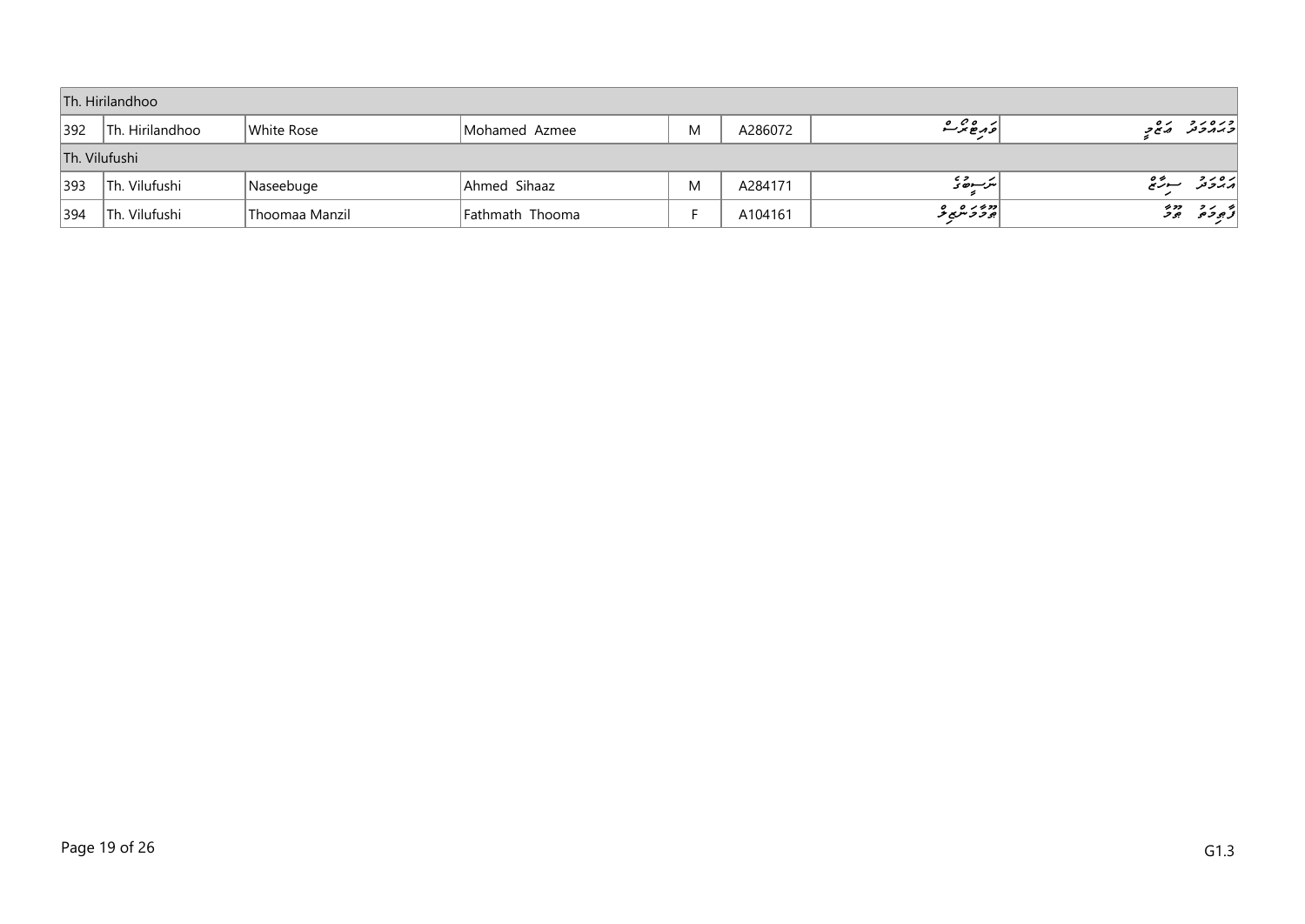| Th. Hirilandhoo | | | | | | | |
|---|---|---|---|---|---|---|---|
| 392 | Th. Hirilandhoo | White Rose | Mohamed Azmee | M | A286072 | �ވައިޓްރޯސް | މުހައްމަދު އަޒްމީ |
| Th. Vilufushi | | | | | | | |
| 393 | Th. Vilufushi | Naseebuge | Ahmed Sihaaz | M | A284171 | ނަސީބުގެ | އަހުމަދު ސިހާޒް |
| 394 | Th. Vilufushi | Thoomaa Manzil | Fathmath Thooma | F | A104161 | ތޫމާމަންޒިލް | ފާތިމަތު ތޫމާ |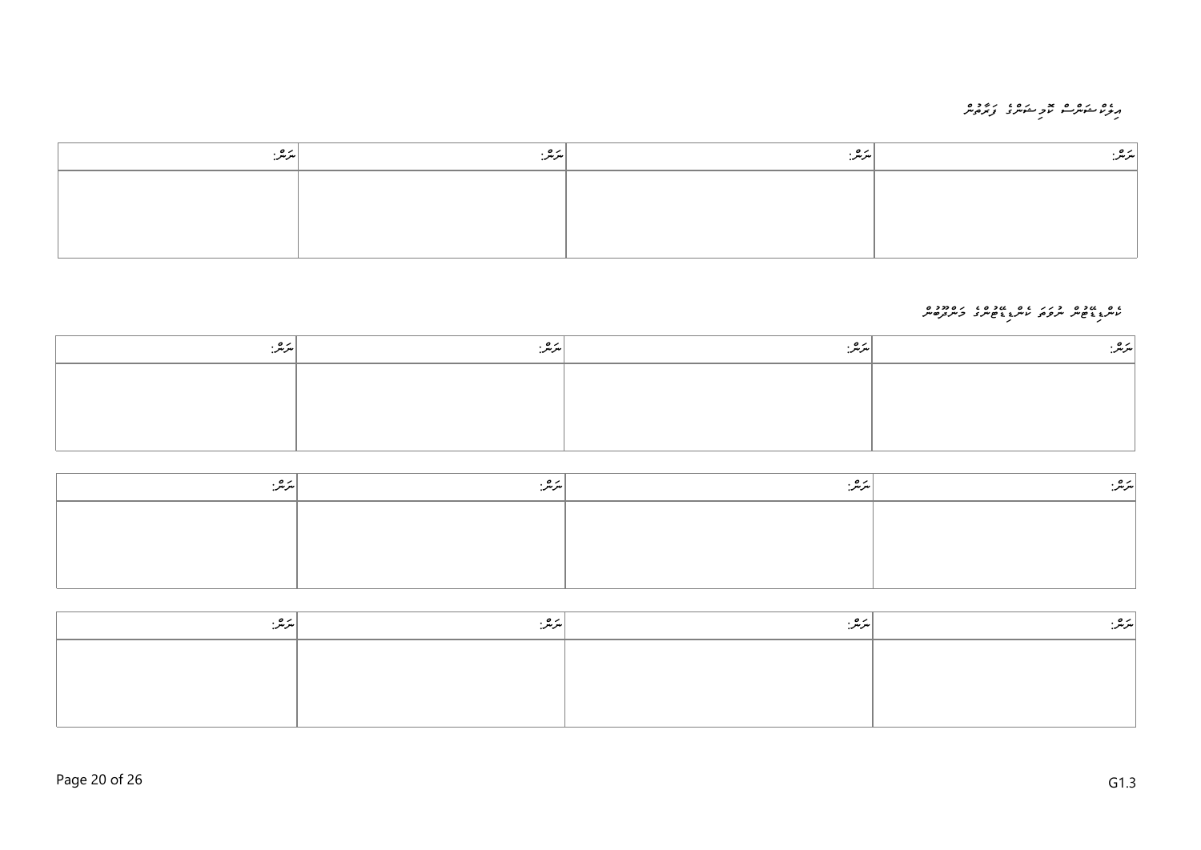## އިވެންޓަންސް ކޮމިޓަންޓް ފަރާތުން

| ނަން: | ނަން: | ނަން: | ނަން: |
|---|---|---|---|
| | | | |

## ކުންފުނީގެ ނުވަތަ ކުންފުނީގެ މަސްދޫބުން

| ނަން: | ނަން: | ނަން: | ނަން: |
|---|---|---|---|
| | | | |

| ނަން: | ނަން: | ނަން: | ނަން: |
|---|---|---|---|
| | | | |

| ނަން: | ނަން: | ނަން: | ނަން: |
|---|---|---|---|
| | | | |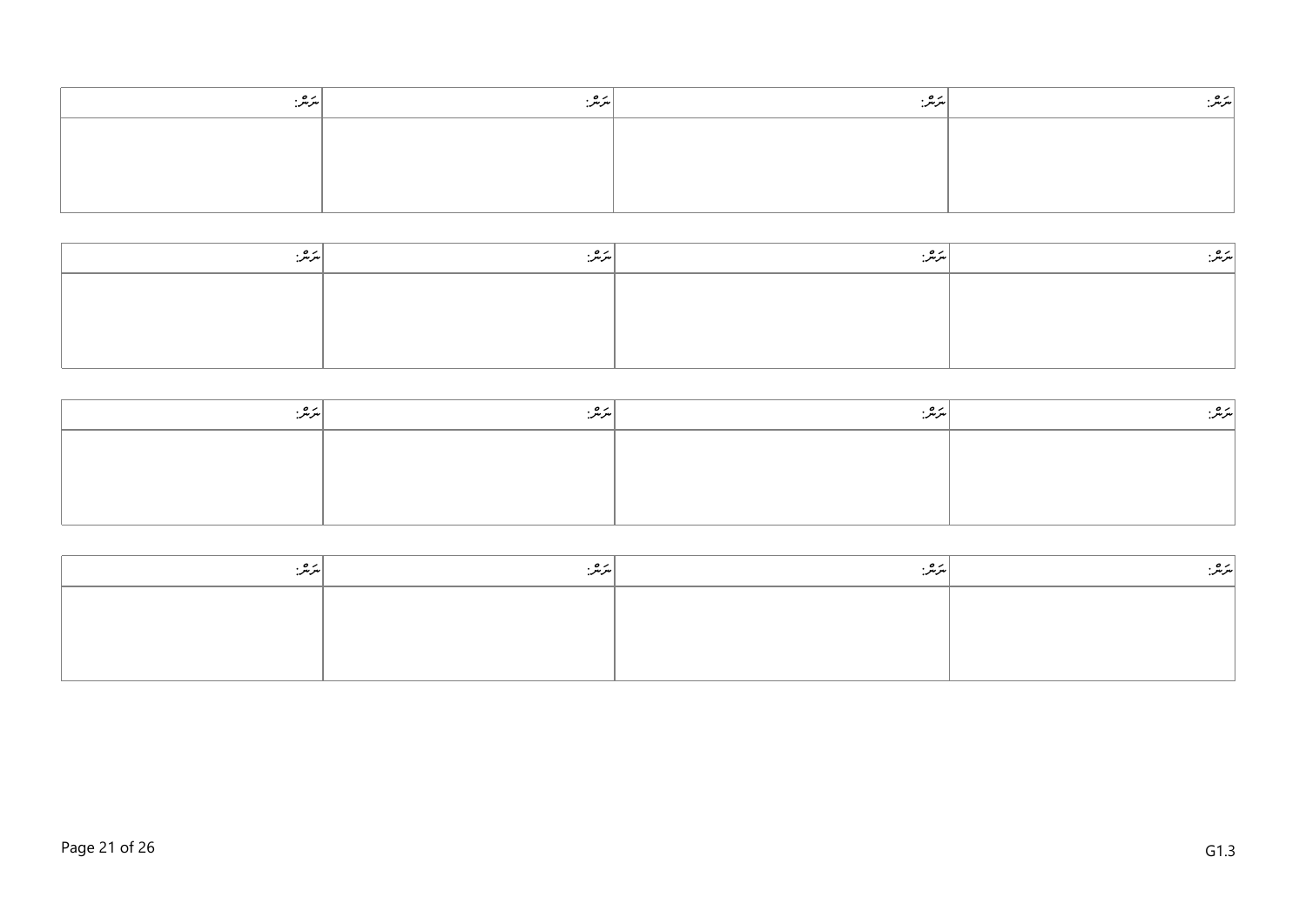| ނަންބަރ: | ނަންބަރ: | ނަންބަރ: | ނަންބަރ: |
|---|---|---|---|
| | | | |

| ނަންބަރ: | ނަންބަރ: | ނަންބަރ: | ނަންބަރ: |
|---|---|---|---|
| | | | |

| ނަންބަރ: | ނަންބަރ: | ނަންބަރ: | ނަންބަރ: |
|---|---|---|---|
| | | | |

| ނަންބަރ: | ނަންބަރ: | ނަންބަރ: | ނަންބަރ: |
|---|---|---|---|
| | | | |

G1.3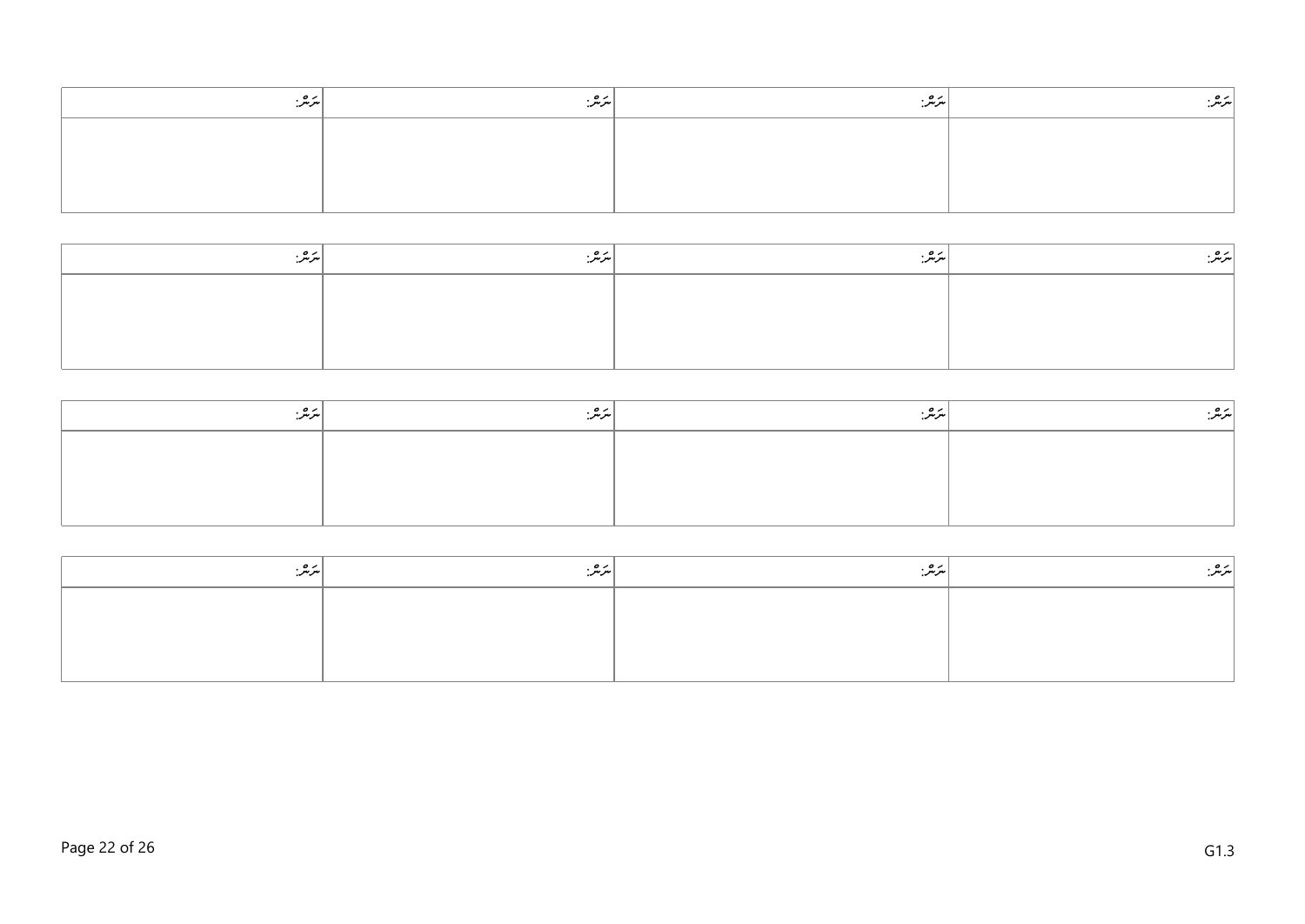| ނަރުދ: | ނަރުދ: | ނަރުދ: | ނަރުދ: |
| --- | --- | --- | --- |
| | | | |

| ނަރުދ: | ނަރުދ: | ނަރުދ: | ނަރުދ: |
| --- | --- | --- | --- |
| | | | |

| ނަރުދ: | ނަރުދ: | ނަރުދ: | ނަރުދ: |
| --- | --- | --- | --- |
| | | | |

| ނަރުދ: | ނަރުދ: | ނަރުދ: | ނަރުދ: |
| --- | --- | --- | --- |
| | | | |

G1.3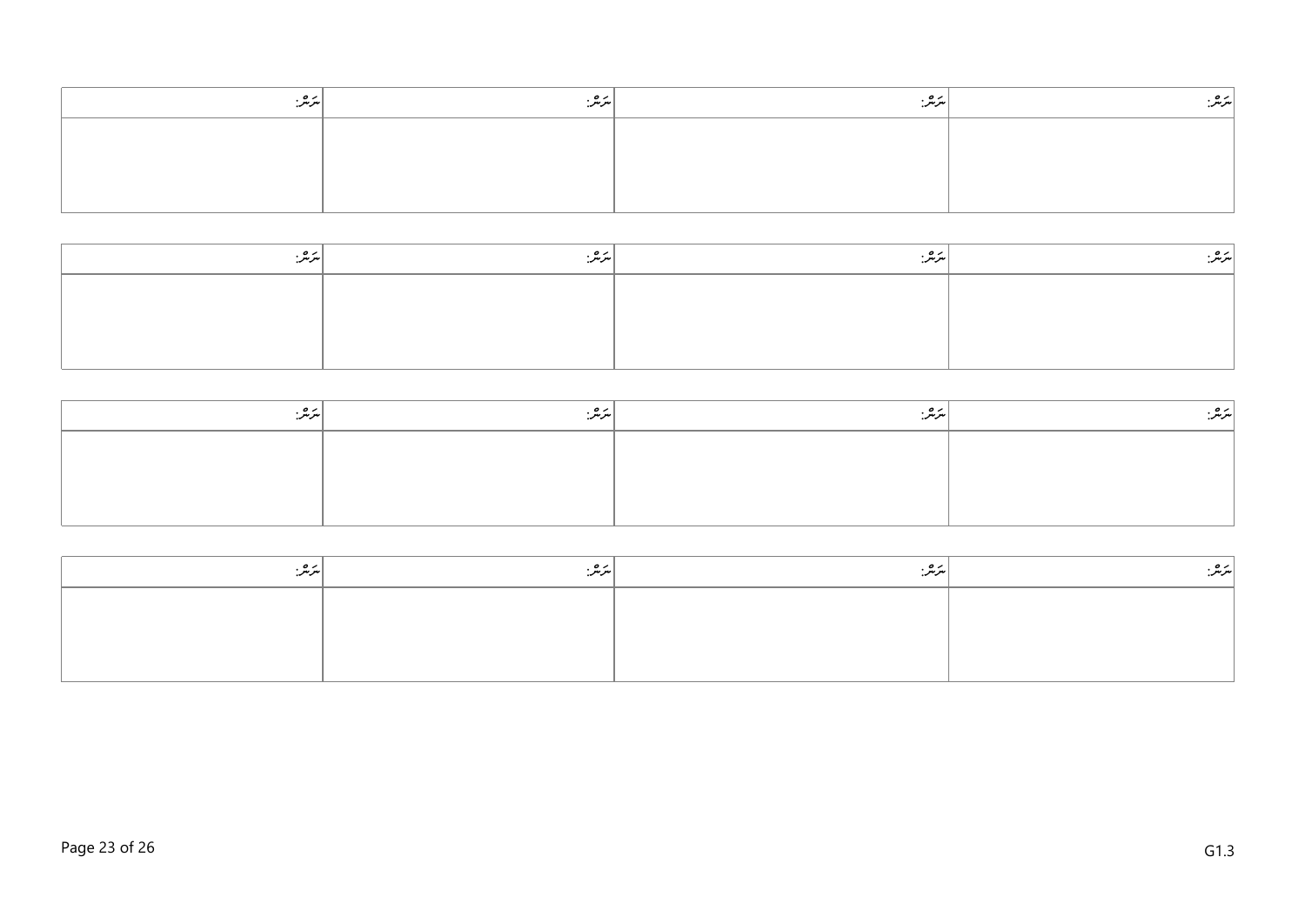| ނަރަ: | ނަރަ: | ނަރަ: | ނަރަ: |
|---|---|---|---|
| | | | |

| ނަރަ: | ނަރަ: | ނަރަ: | ނަރަ: |
|---|---|---|---|
| | | | |

| ނަރަ: | ނަރަ: | ނަރަ: | ނަރަ: |
|---|---|---|---|
| | | | |

| ނަރަ: | ނަރަ: | ނަރަ: | ނަރަ: |
|---|---|---|---|
| | | | |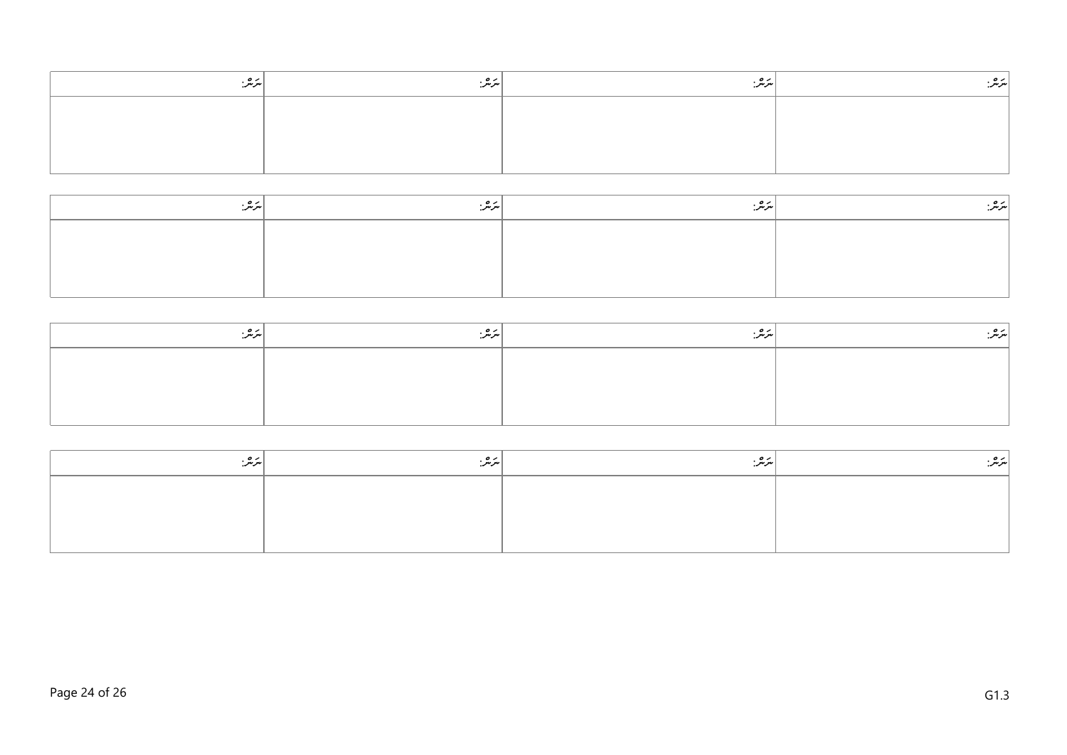| ނަރަދ: | ނަރަދ: | ނަރަދ: | ނަރަދ: |
| --- | --- | --- | --- |
| | | | |

| ނަރަދ: | ނަރަދ: | ނަރަދ: | ނަރަދ: |
| --- | --- | --- | --- |
| | | | |

| ނަރަދ: | ނަރަދ: | ނަރަދ: | ނަރަދ: |
| --- | --- | --- | --- |
| | | | |

| ނަރަދ: | ނަރަދ: | ނަރަދ: | ނަރަދ: |
| --- | --- | --- | --- |
| | | | |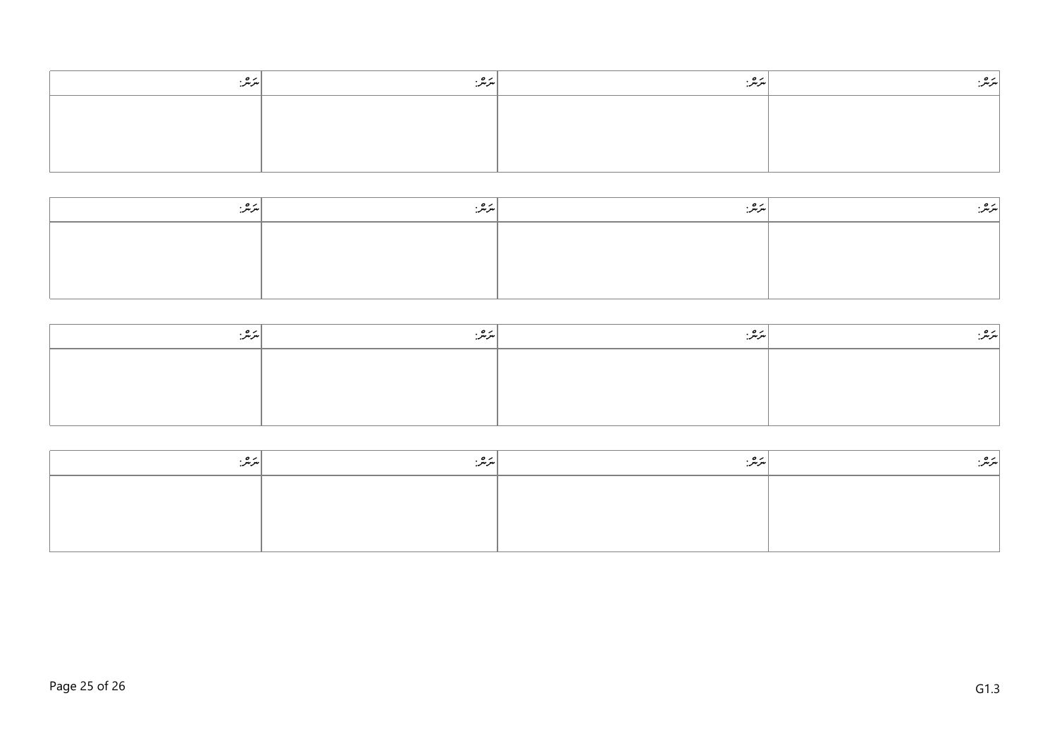| ނަރަދ: | ނަރަދ: | ނަރަދ: | ނަރަދ: |
| --- | --- | --- | --- |
| | | | |

| ނަރަދ: | ނަރަދ: | ނަރަދ: | ނަރަދ: |
| --- | --- | --- | --- |
| | | | |

| ނަރަދ: | ނަރަދ: | ނަރަދ: | ނަރަދ: |
| --- | --- | --- | --- |
| | | | |

| ނަރަދ: | ނަރަދ: | ނަރަދ: | ނަރަދ: |
| --- | --- | --- | --- |
| | | | |

G1.3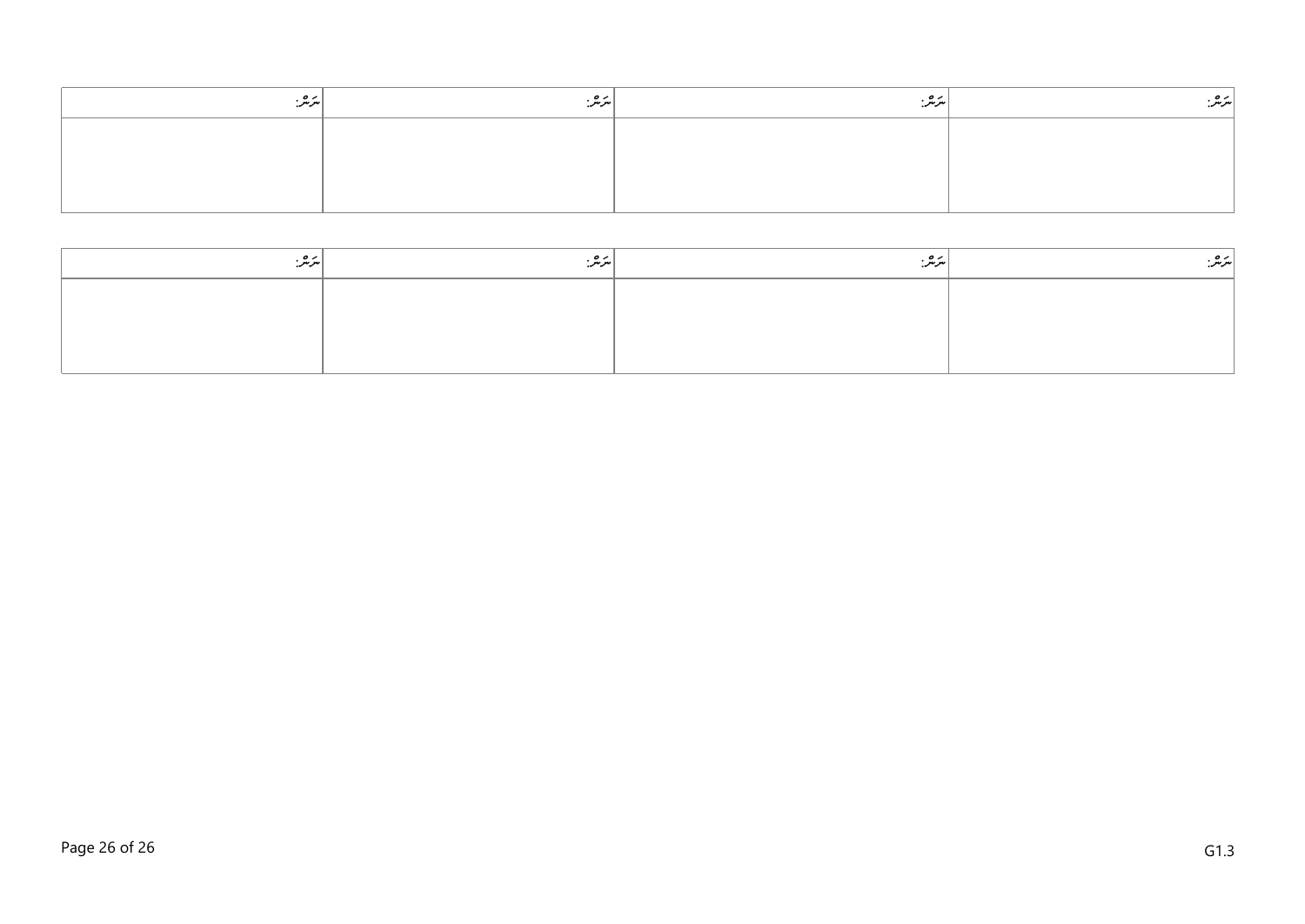| ނަންބަރު: | ނަންބަރު: | ނަންބަރު: | ނަންބަރު: |
| --- | --- | --- | --- |
| | | | |

| ނަންބަރު: | ނަންބަރު: | ނަންބަރު: | ނަންބަރު: |
| --- | --- | --- | --- |
| | | | |

G1.3